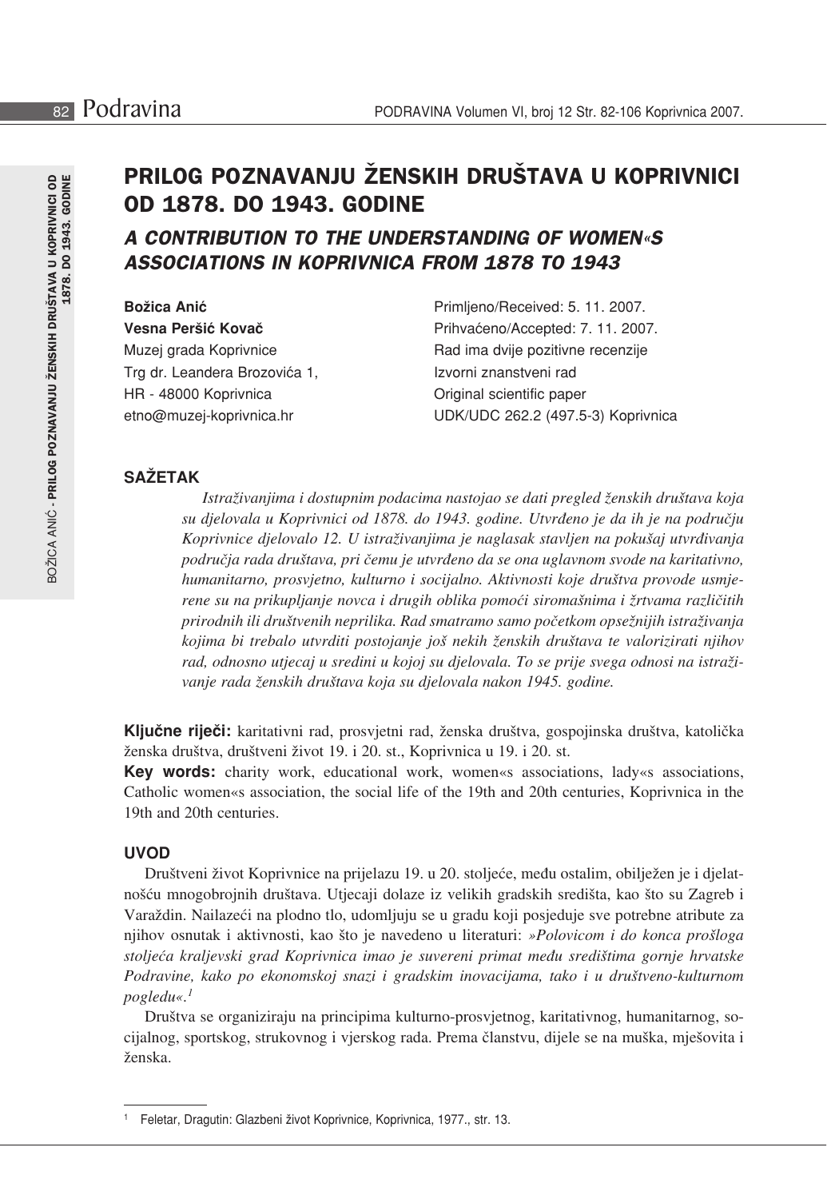# PRILOG POZNAVANJU ŽENSKIH DRUŠTAVA U KOPRIVNICI OD 1878. DO 1943. GODINE

## *A CONTRIBUTION TO THE UNDERSTANDING OF WOMEN«S ASSOCIATIONS IN KOPRIVNICA FROM 1878 TO 1943*

**Božica Anić**
**Vesna Peršić Kovač**
Muzej grada Koprivnice
Trg dr. Leandera Brozovića 1,
HR - 48000 Koprivnica
etno@muzej-koprivnica.hr

Primljeno/Received: 5. 11. 2007.
Prihvaćeno/Accepted: 7. 11. 2007.
Rad ima dvije pozitivne recenzije
Izvorni znanstveni rad
Original scientific paper
UDK/UDC 262.2 (497.5-3) Koprivnica

### SAŽETAK

*Istraživanjima i dostupnim podacima nastojao se dati pregled ženskih društava koja su djelovala u Koprivnici od 1878. do 1943. godine. Utvrđeno je da ih je na području Koprivnice djelovalo 12. U istraživanjima je naglasak stavljen na pokušaj utvrđivanja područja rada društava, pri čemu je utvrđeno da se ona uglavnom svode na karitativno, humanitarno, prosvjetno, kulturno i socijalno. Aktivnosti koje društva provode usmjerene su na prikupljanje novca i drugih oblika pomoći siromašnima i žrtvama različitih prirodnih ili društvenih neprilika. Rad smatramo samo početkom opsežnijih istraživanja kojima bi trebalo utvrditi postojanje još nekih ženskih društava te valorizirati njihov rad, odnosno utjecaj u sredini u kojoj su djelovala. To se prije svega odnosi na istraživanje rada ženskih društava koja su djelovala nakon 1945. godine.*

**Ključne riječi:** karitativni rad, prosvjetni rad, ženska društva, gospojinska društva, katolička ženska društva, društveni život 19. i 20. st., Koprivnica u 19. i 20. st.

**Key words:** charity work, educational work, women«s associations, lady«s associations, Catholic women«s association, the social life of the 19th and 20th centuries, Koprivnica in the 19th and 20th centuries.

### UVOD

Društveni život Koprivnice na prijelazu 19. u 20. stoljeće, među ostalim, obilježen je i djelatnošću mnogobrojnih društava. Utjecaji dolaze iz velikih gradskih središta, kao što su Zagreb i Varaždin. Nailazeći na plodno tlo, udomljuju se u gradu koji posjeduje sve potrebne atribute za njihov osnutak i aktivnosti, kao što je navedeno u literaturi: *»Polovicom i do konca prošloga stoljeća kraljevski grad Koprivnica imao je suvereni primat među središtima gornje hrvatske Podravine, kako po ekonomskoj snazi i gradskim inovacijama, tako i u društveno-kulturnom pogledu«.*[1]

Društva se organiziraju na principima kulturno-prosvjetnog, karitativnog, humanitarnog, socijalnog, sportskog, strukovnog i vjerskog rada. Prema članstvu, dijele se na muška, mješovita i ženska.

---

[1] Feletar, Dragutin: Glazbeni život Koprivnice, Koprivnica, 1977., str. 13.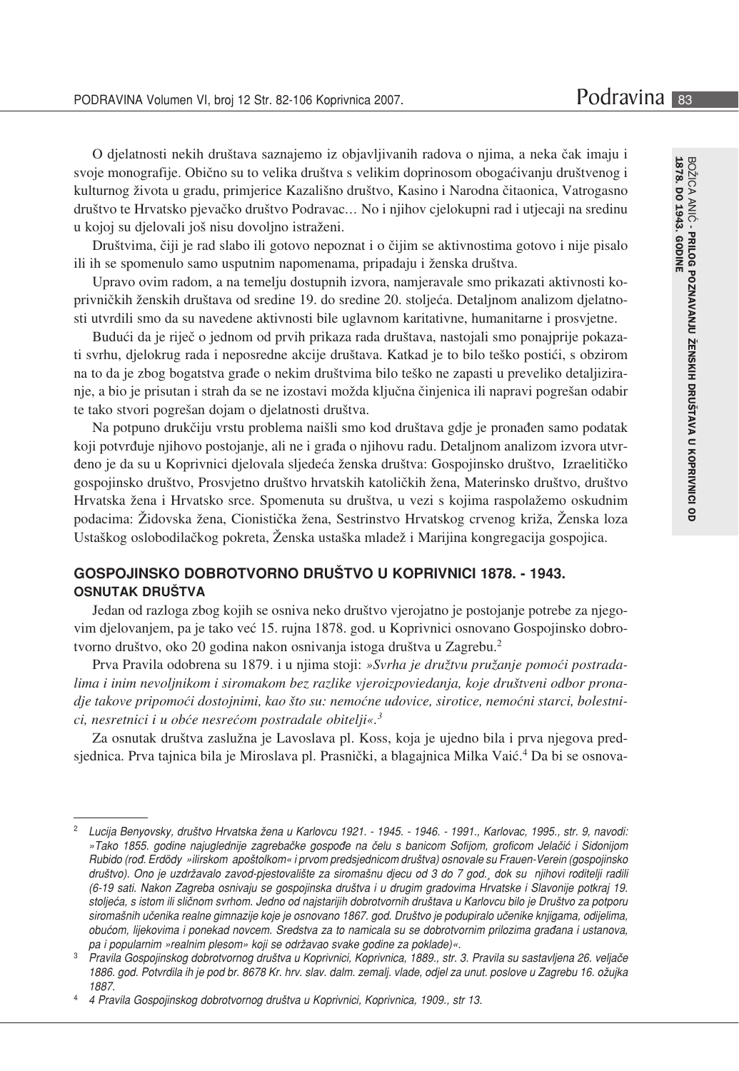O djelatnosti nekih društava saznajemo iz objavljivanih radova o njima, a neka čak imaju i svoje monografije. Obično su to velika društva s velikim doprinosom obogaćivanju društvenog i kulturnog života u gradu, primjerice Kazališno društvo, Kasino i Narodna čitaonica, Vatrogasno društvo te Hrvatsko pjevačko društvo Podravac… No i njihov cjelokupni rad i utjecaji na sredinu u kojoj su djelovali još nisu dovoljno istraženi.

Društvima, čiji je rad slabo ili gotovo nepoznat i o čijim se aktivnostima gotovo i nije pisalo ili ih se spomenulo samo usputnim napomenama, pripadaju i ženska društva.

Upravo ovim radom, a na temelju dostupnih izvora, namjeravale smo prikazati aktivnosti koprivničkih ženskih društava od sredine 19. do sredine 20. stoljeća. Detaljnom analizom djelatnosti utvrdili smo da su navedene aktivnosti bile uglavnom karitativne, humanitarne i prosvjetne.

Budući da je riječ o jednom od prvih prikaza rada društava, nastojali smo ponajprije pokazati svrhu, djelokrug rada i neposredne akcije društava. Katkad je to bilo teško postići, s obzirom na to da je zbog bogatstva građe o nekim društvima bilo teško ne zapasti u preveliko detaljiziranje, a bio je prisutan i strah da se ne izostavi možda ključna činjenica ili napravi pogrešan odabir te tako stvori pogrešan dojam o djelatnosti društva.

Na potpuno drukčiju vrstu problema naišli smo kod društava gdje je pronađen samo podatak koji potvrđuje njihovo postojanje, ali ne i građa o njihovu radu. Detaljnom analizom izvora utvrđeno je da su u Koprivnici djelovala sljedeća ženska društva: Gospojinsko društvo, Izraelitičko gospojinsko društvo, Prosvjetno društvo hrvatskih katoličkih žena, Materinsko društvo, društvo Hrvatska žena i Hrvatsko srce. Spomenuta su društva, u vezi s kojima raspolažemo oskudnim podacima: Židovska žena, Cionistička žena, Sestrinstvo Hrvatskog crvenog križa, Ženska loza Ustaškog oslobodilačkog pokreta, Ženska ustaška mladež i Marijina kongregacija gospojica.

## GOSPOJINSKO DOBROTVORNO DRUŠTVO U KOPRIVNICI 1878. - 1943.

### OSNUTAK DRUŠTVA

Jedan od razloga zbog kojih se osniva neko društvo vjerojatno je postojanje potrebe za njegovim djelovanjem, pa je tako već 15. rujna 1878. god. u Koprivnici osnovano Gospojinsko dobrotvorno društvo, oko 20 godina nakon osnivanja istoga društva u Zagrebu.[2]

Prva Pravila odobrena su 1879. i u njima stoji: *»Svrha je družtvu pružanje pomoći postradalima i inim nevoljnikom i siromakom bez razlike vjeroizpoviedanja, koje družtveni odbor pronađe takove pripomoći dostojnimi, kao što su: nemoćne udovice, sirotice, nemoćni starci, bolestnici, nesretnici i u obće nesrećom postradale obitelji«.*[3]

Za osnutak društva zaslužna je Lavoslava pl. Koss, koja je ujedno bila i prva njegova predsjednica. Prva tajnica bila je Miroslava pl. Prasnički, a blagajnica Milka Vaić.[4] Da bi se osnova-

---

[2] *Lucija Benyovsky, društvo Hrvatska žena u Karlovcu 1921. - 1945. - 1946. - 1991., Karlovac, 1995., str. 9, navodi: »Tako 1855. godine najuglednije zagrebačke gospođe na čelu s banicom Sofijom, groficom Jelačić i Sidonijom Rubido (rođ. Erdödy »ilirskom apoštolkom« i prvom predsjednicom društva) osnovale su Frauen-Verein (gospojinsko društvo). Ono je uzdržavalo zavod-pjestovalište za siromašnu djecu od 3 do 7 god.¸ dok su njihovi roditelji radili (6-19 sati. Nakon Zagreba osnivaju se gospojinska društva i u drugim gradovima Hrvatske i Slavonije potkraj 19. stoljeća, s istom ili sličnom svrhom. Jedno od najstarijih dobrotvornih društava u Karlovcu bilo je Društvo za potporu siromašnih učenika realne gimnazije koje je osnovano 1867. god. Društvo je podupiralo učenike knjigama, odijelima, obućom, lijekovima i ponekad novcem. Sredstva za to namicala su se dobrotvornim prilozima građana i ustanova, pa i popularnim »realnim plesom» koji se održavao svake godine za poklade)«.*

[3] *Pravila Gospojinskog dobrotvornog društva u Koprivnici, Koprivnica, 1889., str. 3. Pravila su sastavljena 26. veljače 1886. god. Potvrdila ih je pod br. 8678 Kr. hrv. slav. dalm. zemalj. vlade, odjel za unut. poslove u Zagrebu 16. ožujka 1887.*

[4] *4 Pravila Gospojinskog dobrotvornog društva u Koprivnici, Koprivnica, 1909., str 13.*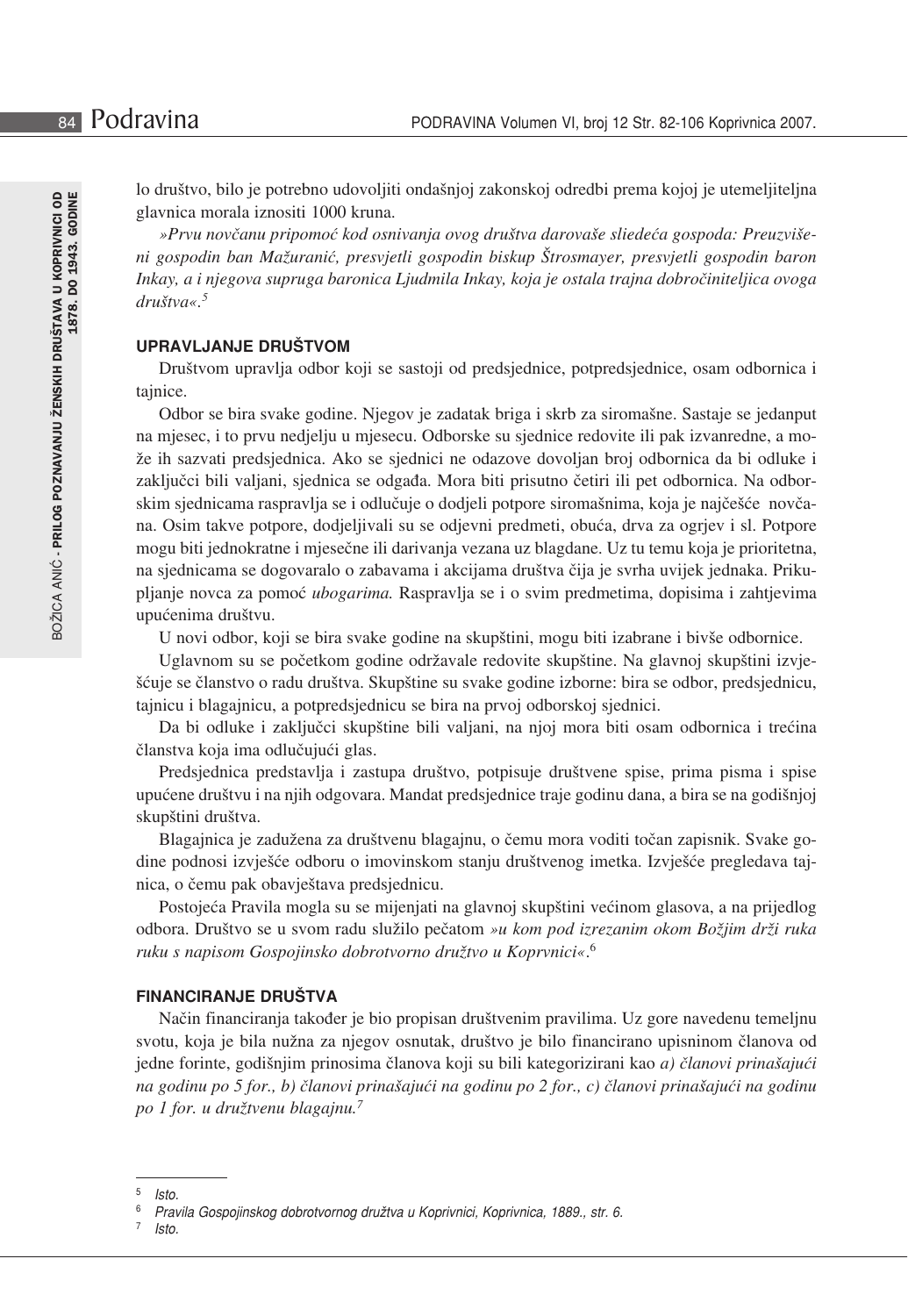lo društvo, bilo je potrebno udovoljiti ondašnjoj zakonskoj odredbi prema kojoj je utemeljiteljna glavnica morala iznositi 1000 kruna.

*»Prvu novčanu pripomoć kod osnivanja ovog društva darovaše sliedeća gospoda: Preuzvišeni gospodin ban Mažuranić, presvjetli gospodin biskup Štrosmayer, presvjetli gospodin baron Inkay, a i njegova supruga baronica Ljudmila Inkay, koja je ostala trajna dobročiniteljica ovoga društva«.*[5]

### UPRAVLJANJE DRUŠTVOM

Društvom upravlja odbor koji se sastoji od predsjednice, potpredsjednice, osam odbornica i tajnice.

Odbor se bira svake godine. Njegov je zadatak briga i skrb za siromašne. Sastaje se jedanput na mjesec, i to prvu nedjelju u mjesecu. Odborske su sjednice redovite ili pak izvanredne, a može ih sazvati predsjednica. Ako se sjednici ne odazove dovoljan broj odbornica da bi odluke i zaključci bili valjani, sjednica se odgađa. Mora biti prisutno četiri ili pet odbornica. Na odborskim sjednicama raspravlja se i odlučuje o dodjeli potpore siromašnima, koja je najčešće novčana. Osim takve potpore, dodjeljivali su se odjevni predmeti, obuća, drva za ogrjev i sl. Potpore mogu biti jednokratne i mjesečne ili darivanja vezana uz blagdane. Uz tu temu koja je prioritetna, na sjednicama se dogovaralo o zabavama i akcijama društva čija je svrha uvijek jednaka. Prikupljanje novca za pomoć *ubogarima.* Raspravlja se i o svim predmetima, dopisima i zahtjevima upućenima društvu.

U novi odbor, koji se bira svake godine na skupštini, mogu biti izabrane i bivše odbornice.

Uglavnom su se početkom godine održavale redovite skupštine. Na glavnoj skupštini izvješćuje se članstvo o radu društva. Skupštine su svake godine izborne: bira se odbor, predsjednicu, tajnicu i blagajnicu, a potpredsjednicu se bira na prvoj odborskoj sjednici.

Da bi odluke i zaključci skupštine bili valjani, na njoj mora biti osam odbornica i trećina članstva koja ima odlučujući glas.

Predsjednica predstavlja i zastupa društvo, potpisuje društvene spise, prima pisma i spise upućene društvu i na njih odgovara. Mandat predsjednice traje godinu dana, a bira se na godišnjoj skupštini društva.

Blagajnica je zadužena za društvenu blagajnu, o čemu mora voditi točan zapisnik. Svake godine podnosi izvješće odboru o imovinskom stanju društvenog imetka. Izvješće pregledava tajnica, o čemu pak obavještava predsjednicu.

Postojeća Pravila mogla su se mijenjati na glavnoj skupštini većinom glasova, a na prijedlog odbora. Društvo se u svom radu služilo pečatom *»u kom pod izrezanim okom Božjim drži ruka ruku s napisom Gospojinsko dobrotvorno družtvo u Koprvnici«*.[6]

### FINANCIRANJE DRUŠTVA

Način financiranja također je bio propisan društvenim pravilima. Uz gore navedenu temeljnu svotu, koja je bila nužna za njegov osnutak, društvo je bilo financirano upisninom članova od jedne forinte, godišnjim prinosima članova koji su bili kategorizirani kao *a) članovi prinašajući na godinu po 5 for., b) članovi prinašajući na godinu po 2 for., c) članovi prinašajući na godinu po 1 for. u družtvenu blagajnu.*[7]

---

5 *Isto.*

6 *Pravila Gospojinskog dobrotvornog družtva u Koprivnici, Koprivnica, 1889., str. 6.*

7 *Isto.*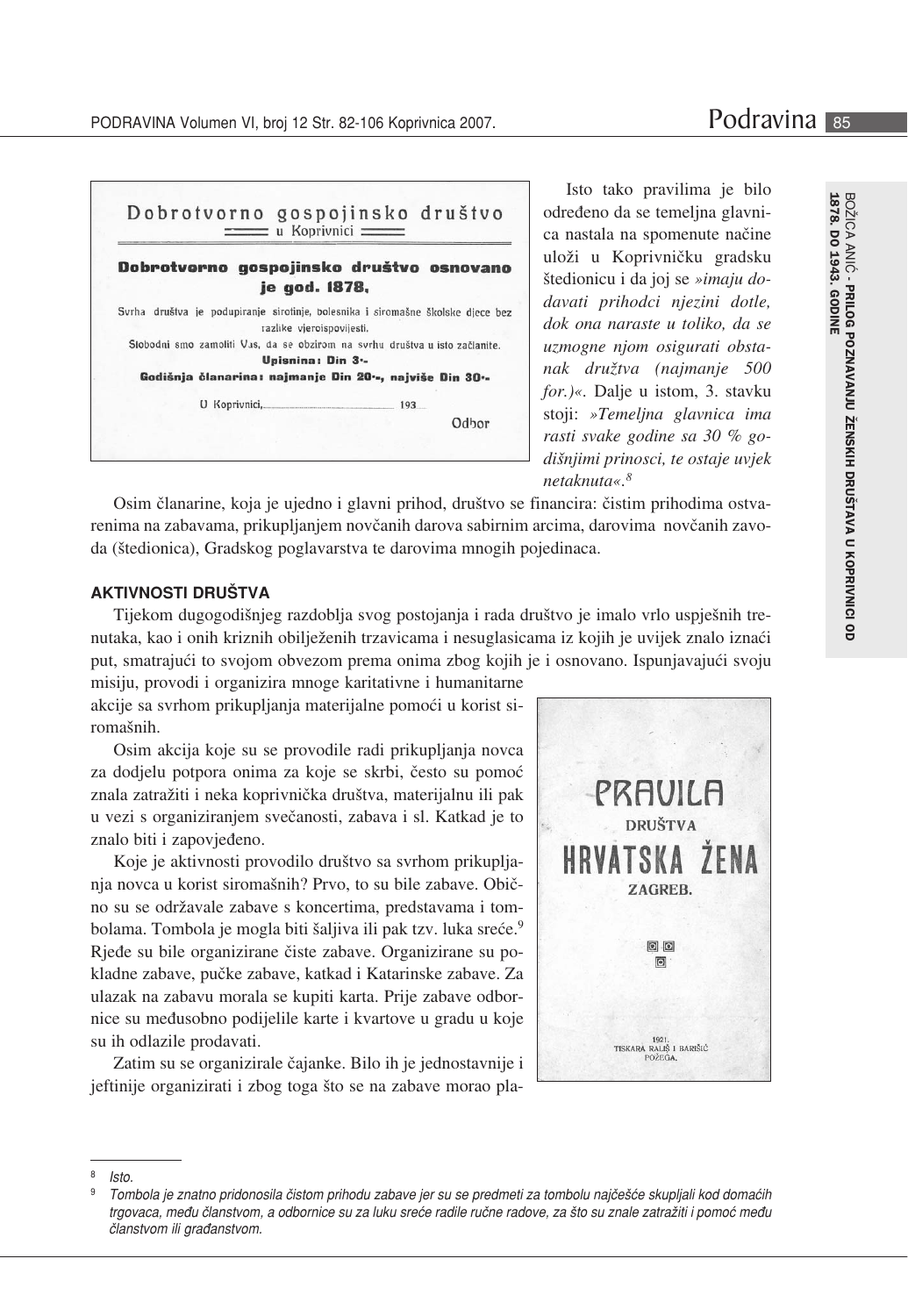Dobrotvorno gospojinsko društvo u Koprivnici

**Dobrotvorno gospojinsko društvo osnovano je god. 1878.**

Svrha društva je podupiranje sirotinje, bolesnika i siromašne školske djece bez razlike vjeroispovijesti.

Slobodni smo zamoliti Vas, da se obzirom na svrhu društva u isto začlanite.

**Upisnina: Din 3·-**

**Godišnja članarina: najmanje Din 20·-, najviše Din 30·-**

U Koprivnici, ............................ 193...

Odbor

Isto tako pravilima je bilo određeno da se temeljna glavnica nastala na spomenute načine uloži u Koprivničku gradsku štedionicu i da joj se *»imaju dodavati prihodci njezini dotle, dok ona naraste u toliko, da se uzmogne njom osigurati obstanak društva (najmanje 500 for.)«*. Dalje u istom, 3. stavku stoji: *»Temeljna glavnica ima rasti svake godine sa 30 % godišnjimi prinosci, te ostaje uvjek netaknuta«.*[8]

Osim članarine, koja je ujedno i glavni prihod, društvo se financira: čistim prihodima ostvarenima na zabavama, prikupljanjem novčanih darova sabirnim arcima, darovima novčanih zavoda (štedionica), Gradskog poglavarstva te darovima mnogih pojedinaca.

## AKTIVNOSTI DRUŠTVA

Tijekom dugogodišnjeg razdoblja svog postojanja i rada društvo je imalo vrlo uspješnih trenutaka, kao i onih kriznih obilježenih trzavicama i nesuglasicama iz kojih je uvijek znalo iznaći put, smatrajući to svojom obvezom prema onima zbog kojih je i osnovano. Ispunjavajući svoju misiju, provodi i organizira mnoge karitativne i humanitarne akcije sa svrhom prikupljanja materijalne pomoći u korist siromašnih.

Osim akcija koje su se provodile radi prikupljanja novca za dodjelu potpora onima za koje se skrbi, često su pomoć znala zatražiti i neka koprivnička društva, materijalnu ili pak u vezi s organiziranjem svečanosti, zabava i sl. Katkad je to znalo biti i zapovjeđeno.

PRAVILA DRUŠTVA HRVATSKA ŽENA ZAGREB.

1921. TISKARA RALIŠ I BARIŠIĆ POŽEGA.

Koje je aktivnosti provodilo društvo sa svrhom prikupljanja novca u korist siromašnih? Prvo, to su bile zabave. Obično su se održavale zabave s koncertima, predstavama i tombolama. Tombola je mogla biti šaljiva ili pak tzv. luka sreće.[9] Rjeđe su bile organizirane čiste zabave. Organizirane su pokladne zabave, pučke zabave, katkad i Katarinske zabave. Za ulazak na zabavu morala se kupiti karta. Prije zabave odbornice su međusobno podijelile karte i kvartove u gradu u koje su ih odlazile prodavati.

Zatim su se organizirale čajanke. Bilo ih je jednostavnije i jeftinije organizirati i zbog toga što se na zabave morao pla-

---

[8] *Isto.*

[9] *Tombola je znatno pridonosila čistom prihodu zabave jer su se predmeti za tombolu najčešće skupljali kod domaćih trgovaca, među članstvom, a odbornice su za luku sreće radile ručne radove, za što su znale zatražiti i pomoć među članstvom ili građanstvom.*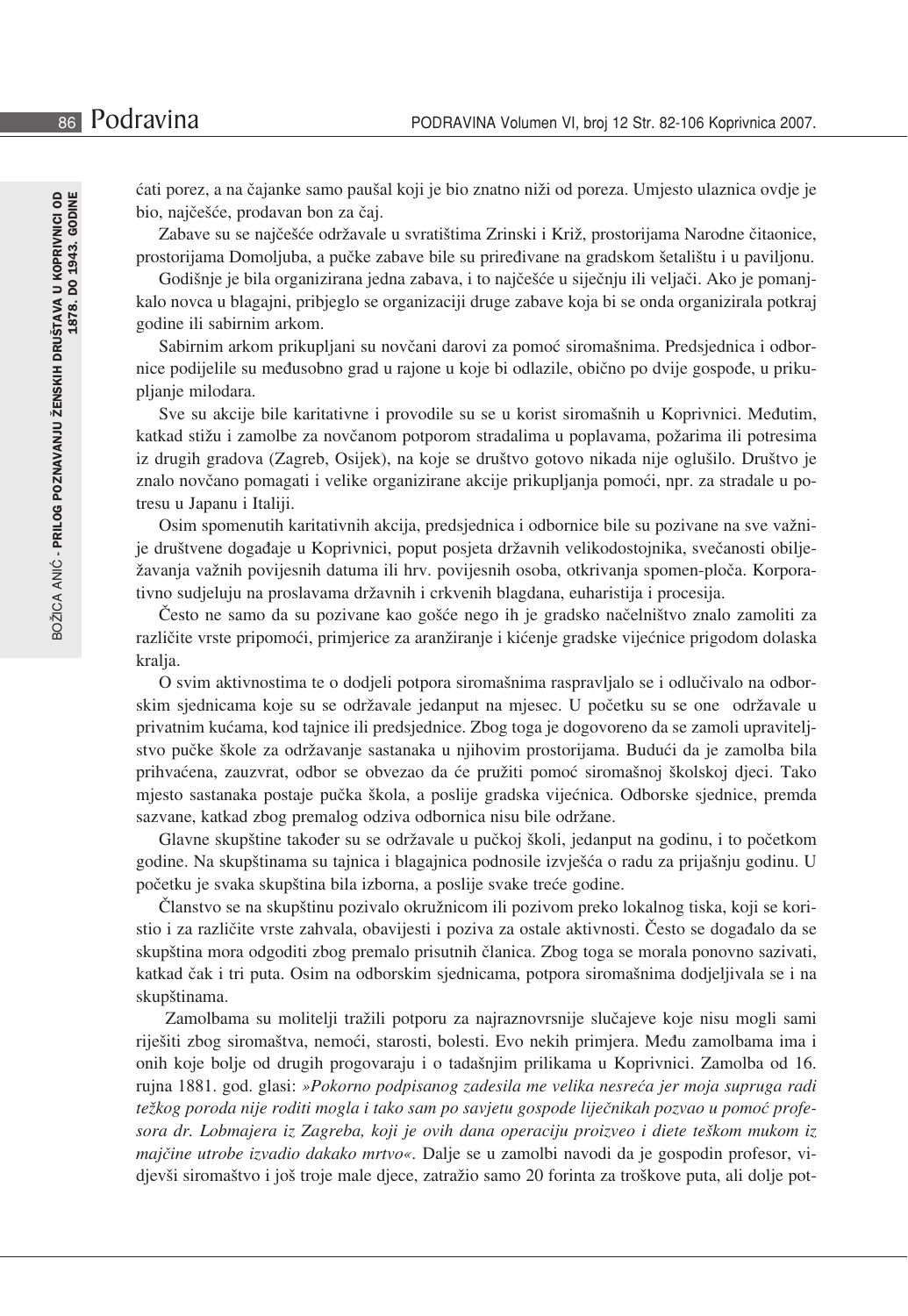ćati porez, a na čajanke samo paušal koji je bio znatno niži od poreza. Umjesto ulaznica ovdje je bio, najčešće, prodavan bon za čaj.

Zabave su se najčešće održavale u svratištima Zrinski i Križ, prostorijama Narodne čitaonice, prostorijama Domoljuba, a pučke zabave bile su priređivane na gradskom šetalištu i u paviljonu.

Godišnje je bila organizirana jedna zabava, i to najčešće u siječnju ili veljači. Ako je pomanjkalo novca u blagajni, pribjeglo se organizaciji druge zabave koja bi se onda organizirala potkraj godine ili sabirnim arkom.

Sabirnim arkom prikupljani su novčani darovi za pomoć siromašnima. Predsjednica i odbornice podijelile su međusobno grad u rajone u koje bi odlazile, obično po dvije gospođe, u prikupljanje milodara.

Sve su akcije bile karitativne i provodile su se u korist siromašnih u Koprivnici. Međutim, katkad stižu i zamolbe za novčanom potporom stradalima u poplavama, požarima ili potresima iz drugih gradova (Zagreb, Osijek), na koje se društvo gotovo nikada nije oglušilo. Društvo je znalo novčano pomagati i velike organizirane akcije prikupljanja pomoći, npr. za stradale u potresu u Japanu i Italiji.

Osim spomenutih karitativnih akcija, predsjednica i odbornice bile su pozivane na sve važnije društvene događaje u Koprivnici, poput posjeta državnih velikodostojnika, svečanosti obilježavanja važnih povijesnih datuma ili hrv. povijesnih osoba, otkrivanja spomen-ploča. Korporativno sudjeluju na proslavama državnih i crkvenih blagdana, euharistija i procesija.

Često ne samo da su pozivane kao gošće nego ih je gradsko načelništvo znalo zamoliti za različite vrste pripomoći, primjerice za aranžiranje i kićenje gradske vijećnice prigodom dolaska kralja.

O svim aktivnostima te o dodjeli potpora siromašnima raspravljalo se i odlučivalo na odborskim sjednicama koje su se održavale jedanput na mjesec. U početku su se one održavale u privatnim kućama, kod tajnice ili predsjednice. Zbog toga je dogovoreno da se zamoli upraviteljstvo pučke škole za održavanje sastanaka u njihovim prostorijama. Budući da je zamolba bila prihvaćena, zauzvrat, odbor se obvezao da će pružiti pomoć siromašnoj školskoj djeci. Tako mjesto sastanaka postaje pučka škola, a poslije gradska vijećnica. Odborske sjednice, premda sazvane, katkad zbog premalog odziva odbornica nisu bile održane.

Glavne skupštine također su se održavale u pučkoj školi, jedanput na godinu, i to početkom godine. Na skupštinama su tajnica i blagajnica podnosile izvješća o radu za prijašnju godinu. U početku je svaka skupština bila izborna, a poslije svake treće godine.

Članstvo se na skupštinu pozivalo okružnicom ili pozivom preko lokalnog tiska, koji se koristio i za različite vrste zahvala, obavijesti i poziva za ostale aktivnosti. Često se događalo da se skupština mora odgoditi zbog premalo prisutnih članica. Zbog toga se morala ponovno sazivati, katkad čak i tri puta. Osim na odborskim sjednicama, potpora siromašnima dodjeljivala se i na skupštinama.

Zamolbama su molitelji tražili potporu za najraznovrsnije slučajeve koje nisu mogli sami riješiti zbog siromaštva, nemoći, starosti, bolesti. Evo nekih primjera. Među zamolbama ima i onih koje bolje od drugih progovaraju i o tadašnjim prilikama u Koprivnici. Zamolba od 16. rujna 1881. god. glasi: *»Pokorno podpisanog zadesila me velika nesreća jer moja supruga radi težkog poroda nije roditi mogla i tako sam po savjetu gospode liječnikah pozvao u pomoć profesora dr. Lobmajera iz Zagreba, koji je ovih dana operaciju proizveo i diete teškom mukom iz majčine utrobe izvadio dakako mrtvo«*. Dalje se u zamolbi navodi da je gospodin profesor, vidjevši siromaštvo i još troje male djece, zatražio samo 20 forinta za troškove puta, ali dolje pot-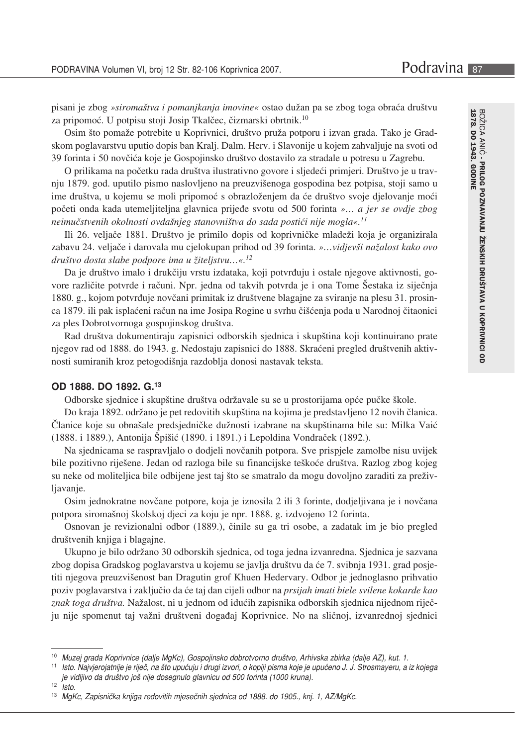pisani je zbog *»siromaštva i pomanjkanja imovine«* ostao dužan pa se zbog toga obraća društvu za pripomoć. U potpisu stoji Josip Tkalčec, čizmarski obrtnik.[10]

Osim što pomaže potrebite u Koprivnici, društvo pruža potporu i izvan grada. Tako je Gradskom poglavarstvu uputio dopis ban Kralj. Dalm. Herv. i Slavonije u kojem zahvaljuje na svoti od 39 forinta i 50 novčića koje je Gospojinsko društvo dostavilo za stradale u potresu u Zagrebu.

O prilikama na početku rada društva ilustrativno govore i sljedeći primjeri. Društvo je u travnju 1879. god. uputilo pismo naslovljeno na preuzvišenoga gospodina bez potpisa, stoji samo u ime društva, u kojemu se moli pripomoć s obrazloženjem da će društvo svoje djelovanje moći početi onda kada utemeljiteljna glavnica prijeđe svotu od 500 forinta *»… a jer se ovdje zbog neimučstvenih okolnosti ovdašnjeg stanovništva do sada postići nije mogla«.*[11]

Ili 26. veljače 1881. Društvo je primilo dopis od koprivničke mladeži koja je organizirala zabavu 24. veljače i darovala mu cjelokupan prihod od 39 forinta. *»…vidjevši nažalost kako ovo društvo dosta slabe podpore ima u žiteljstvu…«.*[12]

Da je društvo imalo i drukčiju vrstu izdataka, koji potvrđuju i ostale njegove aktivnosti, govore različite potvrde i računi. Npr. jedna od takvih potvrda je i ona Tome Šestaka iz siječnja 1880. g., kojom potvrđuje novčani primitak iz društvene blagajne za sviranje na plesu 31. prosinca 1879. ili pak isplaćeni račun na ime Josipa Rogine u svrhu čišćenja poda u Narodnoj čitaonici za ples Dobrotvornoga gospojinskog društva.

Rad društva dokumentiraju zapisnici odborskih sjednica i skupština koji kontinuirano prate njegov rad od 1888. do 1943. g. Nedostaju zapisnici do 1888. Skraćeni pregled društvenih aktivnosti sumiranih kroz petogodišnja razdoblja donosi nastavak teksta.

## OD 1888. DO 1892. G.[13]

Odborske sjednice i skupštine društva održavale su se u prostorijama opće pučke škole.

Do kraja 1892. održano je pet redovitih skupština na kojima je predstavljeno 12 novih članica. Članice koje su obnašale predsjedničke dužnosti izabrane na skupštinama bile su: Milka Vaić (1888. i 1889.), Antonija Špišić (1890. i 1891.) i Lepoldina Vondraček (1892.).

Na sjednicama se raspravljalo o dodjeli novčanih potpora. Sve prispjele zamolbe nisu uvijek bile pozitivno riješene. Jedan od razloga bile su financijske teškoće društva. Razlog zbog kojeg su neke od moliteljica bile odbijene jest taj što se smatralo da mogu dovoljno zaraditi za preživljavanje.

Osim jednokratne novčane potpore, koja je iznosila 2 ili 3 forinte, dodjeljivana je i novčana potpora siromašnoj školskoj djeci za koju je npr. 1888. g. izdvojeno 12 forinta.

Osnovan je revizionalni odbor (1889.), činile su ga tri osobe, a zadatak im je bio pregled društvenih knjiga i blagajne.

Ukupno je bilo održano 30 odborskih sjednica, od toga jedna izvanredna. Sjednica je sazvana zbog dopisa Gradskog poglavarstva u kojemu se javlja društvu da će 7. svibnja 1931. grad posjetiti njegova preuzvišenost ban Dragutin grof Khuen Hedervary. Odbor je jednoglasno prihvatio poziv poglavarstva i zaključio da će taj dan cijeli odbor na *prsijah imati biele svilene kokarde kao znak toga društva.* Nažalost, ni u jednom od idućih zapisnika odborskih sjednica nijednom riječju nije spomenut taj važni društveni događaj Koprivnice. No na sličnoj, izvanrednoj sjednici

---

[10] *Muzej grada Koprivnice (dalje MgKc), Gospojinsko dobrotvorno društvo, Arhivska zbirka (dalje AZ), kut. 1.*

[11] *Isto. Najvjerojatnije je riječ, na što upućuju i drugi izvori, o kopiji pisma koje je upućeno J. J. Strosmayeru, a iz kojega je vidljivo da društvo još nije dosegnulo glavnicu od 500 forinta (1000 kruna).*

[12] *Isto.*

[13] *MgKc, Zapisnička knjiga redovitih mjesečnih sjednica od 1888. do 1905., knj. 1, AZ/MgKc.*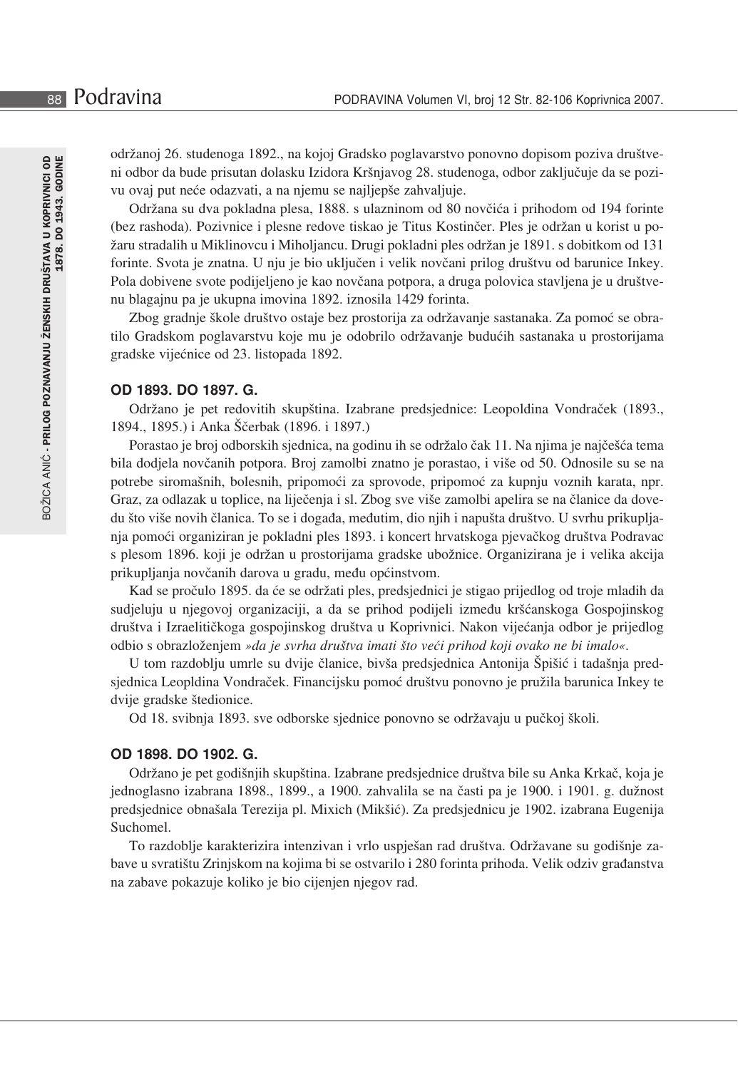održanoj 26. studenoga 1892., na kojoj Gradsko poglavarstvo ponovno dopisom poziva društveni odbor da bude prisutan dolasku Izidora Kršnjavog 28. studenoga, odbor zaključuje da se pozivu ovaj put neće odazvati, a na njemu se najljepše zahvaljuje.

Održana su dva pokladna plesa, 1888. s ulazninom od 80 novčića i prihodom od 194 forinte (bez rashoda). Pozivnice i plesne redove tiskao je Titus Kostinčer. Ples je održan u korist u požaru stradalih u Miklinovcu i Miholjancu. Drugi pokladni ples održan je 1891. s dobitkom od 131 forinte. Svota je znatna. U nju je bio uključen i velik novčani prilog društvu od barunice Inkey. Pola dobivene svote podijeljeno je kao novčana potpora, a druga polovica stavljena je u društvenu blagajnu pa je ukupna imovina 1892. iznosila 1429 forinta.

Zbog gradnje škole društvo ostaje bez prostorija za održavanje sastanaka. Za pomoć se obratilo Gradskom poglavarstvu koje mu je odobrilo održavanje budućih sastanaka u prostorijama gradske vijećnice od 23. listopada 1892.

## OD 1893. DO 1897. G.

Održano je pet redovitih skupština. Izabrane predsjednice: Leopoldina Vondraček (1893., 1894., 1895.) i Anka Ščerbak (1896. i 1897.)

Porastao je broj odborskih sjednica, na godinu ih se održalo čak 11. Na njima je najčešća tema bila dodjela novčanih potpora. Broj zamolbi znatno je porastao, i više od 50. Odnosile su se na potrebe siromašnih, bolesnih, pripomoći za sprovode, pripomoć za kupnju voznih karata, npr. Graz, za odlazak u toplice, na liječenja i sl. Zbog sve više zamolbi apelira se na članice da dovedu što više novih članica. To se i događa, međutim, dio njih i napušta društvo. U svrhu prikupljanja pomoći organiziran je pokladni ples 1893. i koncert hrvatskoga pjevačkog društva Podravac s plesom 1896. koji je održan u prostorijama gradske ubožnice. Organizirana je i velika akcija prikupljanja novčanih darova u gradu, među općinstvom.

Kad se pročulo 1895. da će se održati ples, predsjednici je stigao prijedlog od troje mladih da sudjeluju u njegovoj organizaciji, a da se prihod podijeli između kršćanskoga Gospojinskog društva i Izraelitičkoga gospojinskog društva u Koprivnici. Nakon vijećanja odbor je prijedlog odbio s obrazloženjem *»da je svrha društva imati što veći prihod koji ovako ne bi imalo«*.

U tom razdoblju umrle su dvije članice, bivša predsjednica Antonija Špišić i tadašnja predsjednica Leopldina Vondraček. Financijsku pomoć društvu ponovno je pružila barunica Inkey te dvije gradske štedionice.

Od 18. svibnja 1893. sve odborske sjednice ponovno se održavaju u pučkoj školi.

## OD 1898. DO 1902. G.

Održano je pet godišnjih skupština. Izabrane predsjednice društva bile su Anka Krkač, koja je jednoglasno izabrana 1898., 1899., a 1900. zahvalila se na časti pa je 1900. i 1901. g. dužnost predsjednice obnašala Terezija pl. Mixich (Mikšić). Za predsjednicu je 1902. izabrana Eugenija Suchomel.

To razdoblje karakterizira intenzivan i vrlo uspješan rad društva. Održavane su godišnje zabave u svratištu Zrinjskom na kojima bi se ostvarilo i 280 forinta prihoda. Velik odziv građanstva na zabave pokazuje koliko je bio cijenjen njegov rad.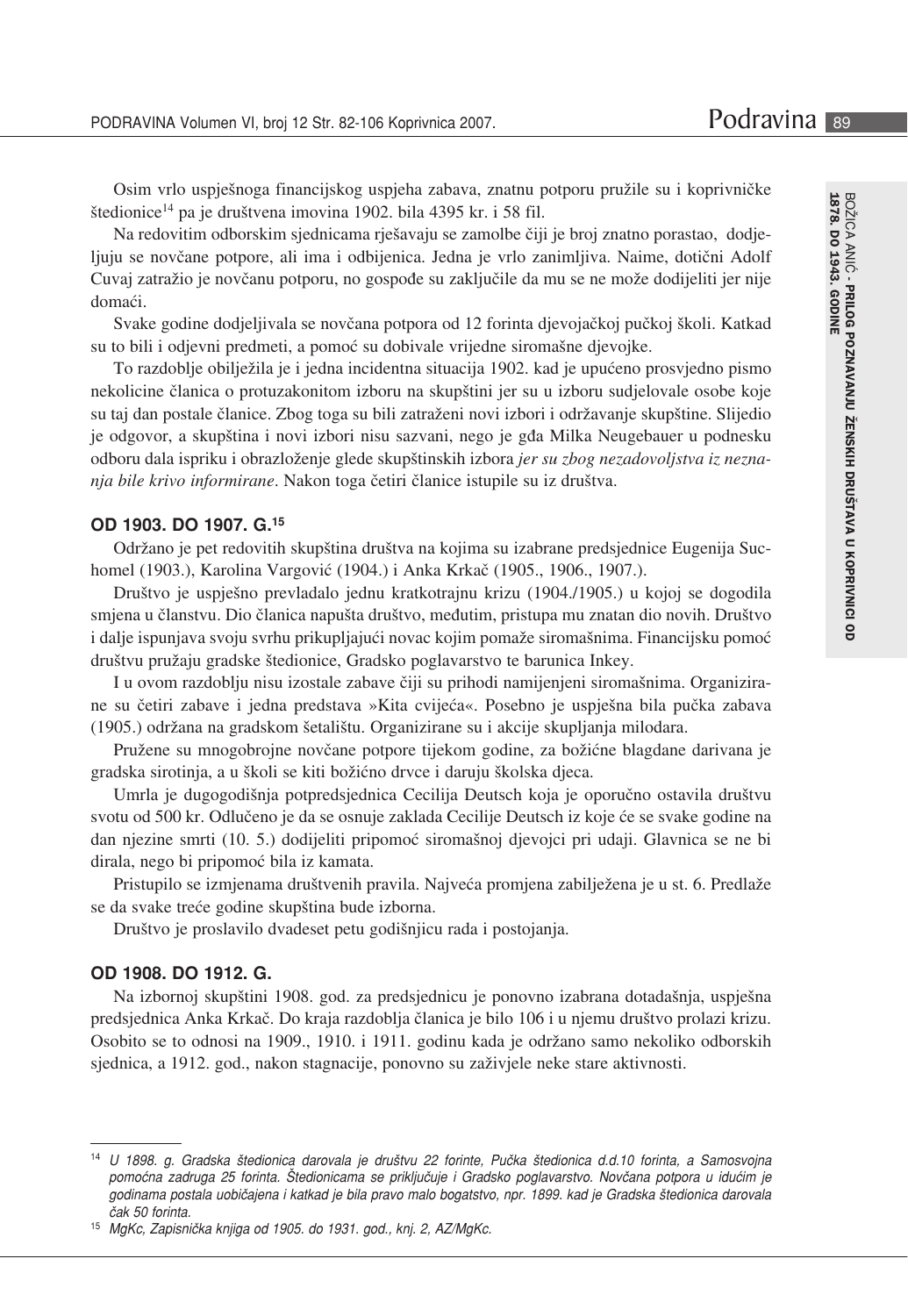Osim vrlo uspješnoga financijskog uspjeha zabava, znatnu potporu pružile su i koprivničke štedionice[14] pa je društvena imovina 1902. bila 4395 kr. i 58 fil.

Na redovitim odborskim sjednicama rješavaju se zamolbe čiji je broj znatno porastao, dodjeljuju se novčane potpore, ali ima i odbijenica. Jedna je vrlo zanimljiva. Naime, dotični Adolf Cuvaj zatražio je novčanu potporu, no gospođe su zaključile da mu se ne može dodijeliti jer nije domaći.

Svake godine dodjeljivala se novčana potpora od 12 forinta djevojačkoj pučkoj školi. Katkad su to bili i odjevni predmeti, a pomoć su dobivale vrijedne siromašne djevojke.

To razdoblje obilježila je i jedna incidentna situacija 1902. kad je upućeno prosvjedno pismo nekolicine članica o protuzakonitom izboru na skupštini jer su u izboru sudjelovale osobe koje su taj dan postale članice. Zbog toga su bili zatraženi novi izbori i održavanje skupštine. Slijedio je odgovor, a skupština i novi izbori nisu sazvani, nego je gđa Milka Neugebauer u podnesku odboru dala ispriku i obrazloženje glede skupštinskih izbora *jer su zbog nezadovoljstva iz neznanja bile krivo informirane*. Nakon toga četiri članice istupile su iz društva.

## OD 1903. DO 1907. G.[15]

Održano je pet redovitih skupština društva na kojima su izabrane predsjednice Eugenija Suchomel (1903.), Karolina Vargović (1904.) i Anka Krkač (1905., 1906., 1907.).

Društvo je uspješno prevladalo jednu kratkotrajnu krizu (1904./1905.) u kojoj se dogodila smjena u članstvu. Dio članica napušta društvo, međutim, pristupa mu znatan dio novih. Društvo i dalje ispunjava svoju svrhu prikupljajući novac kojim pomaže siromašnima. Financijsku pomoć društvu pružaju gradske štedionice, Gradsko poglavarstvo te barunica Inkey.

I u ovom razdoblju nisu izostale zabave čiji su prihodi namijenjeni siromašnima. Organizirane su četiri zabave i jedna predstava »Kita cvijeća«. Posebno je uspješna bila pučka zabava (1905.) održana na gradskom šetalištu. Organizirane su i akcije skupljanja milodara.

Pružene su mnogobrojne novčane potpore tijekom godine, za božićne blagdane darivana je gradska sirotinja, a u školi se kiti božićno drvce i daruju školska djeca.

Umrla je dugogodišnja potpredsjednica Cecilija Deutsch koja je oporučno ostavila društvu svotu od 500 kr. Odlučeno je da se osnuje zaklada Cecilije Deutsch iz koje će se svake godine na dan njezine smrti (10. 5.) dodijeliti pripomoć siromašnoj djevojci pri udaji. Glavnica se ne bi dirala, nego bi pripomoć bila iz kamata.

Pristupilo se izmjenama društvenih pravila. Najveća promjena zabilježena je u st. 6. Predlaže se da svake treće godine skupština bude izborna.

Društvo je proslavilo dvadeset petu godišnjicu rada i postojanja.

## OD 1908. DO 1912. G.

Na izbornoj skupštini 1908. god. za predsjednicu je ponovno izabrana dotadašnja, uspješna predsjednica Anka Krkač. Do kraja razdoblja članica je bilo 106 i u njemu društvo prolazi krizu. Osobito se to odnosi na 1909., 1910. i 1911. godinu kada je održano samo nekoliko odborskih sjednica, a 1912. god., nakon stagnacije, ponovno su zaživjele neke stare aktivnosti.

---

[14] *U 1898. g. Gradska štedionica darovala je društvu 22 forinte, Pučka štedionica d.d.10 forinta, a Samosvojna pomoćna zadruga 25 forinta. Štedionicama se priključuje i Gradsko poglavarstvo. Novčana potpora u idućim je godinama postala uobičajena i katkad je bila pravo malo bogatstvo, npr. 1899. kad je Gradska štedionica darovala čak 50 forinta.*

[15] *MgKc, Zapisnička knjiga od 1905. do 1931. god., knj. 2, AZ/MgKc.*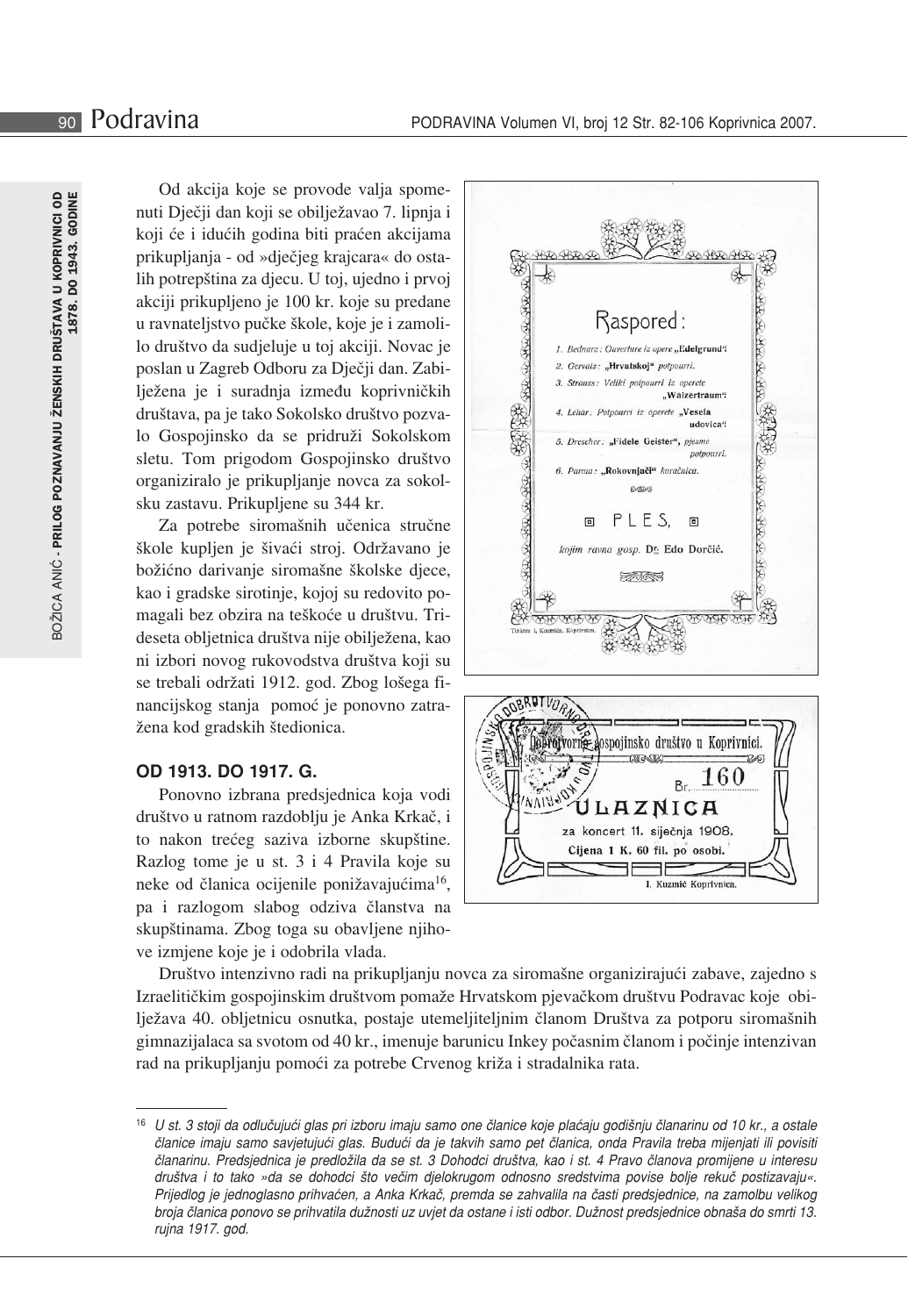Od akcija koje se provode valja spomenuti Dječji dan koji se obilježavao 7. lipnja i koji će i idućih godina biti praćen akcijama prikupljanja - od »dječjeg krajcara« do ostalih potrepština za djecu. U toj, ujedno i prvoj akciji prikupljeno je 100 kr. koje su predane u ravnateljstvo pučke škole, koje je i zamolilo društvo da sudjeluje u toj akciji. Novac je poslan u Zagreb Odboru za Dječji dan. Zabilježena je i suradnja između koprivničkih društava, pa je tako Sokolsko društvo pozvalo Gospojinsko da se pridruži Sokolskom sletu. Tom prigodom Gospojinsko društvo organiziralo je prikupljanje novca za sokolsku zastavu. Prikupljene su 344 kr.

Za potrebe siromašnih učenica stručne škole kupljen je šivaći stroj. Održavano je božićno darivanje siromašne školske djece, kao i gradske sirotinje, kojoj su redovito pomagali bez obzira na teškoće u društvu. Trideseta obljetnica društva nije obilježena, kao ni izbori novog rukovodstva društva koji su se trebali održati 1912. god. Zbog lošega financijskog stanja pomoć je ponovno zatražena kod gradskih štedionica.

## OD 1913. DO 1917. G.

Ponovno izbrana predsjednica koja vodi društvo u ratnom razdoblju je Anka Krkač, i to nakon trećeg saziva izborne skupštine. Razlog tome je u st. 3 i 4 Pravila koje su neke od članica ocijenile ponižavajućima[16], pa i razlogom slabog odziva članstva na skupštinama. Zbog toga su obavljene njihove izmjene koje je i odobrila vlada.

Društvo intenzivno radi na prikupljanju novca za siromašne organizirajući zabave, zajedno s Izraelitičkim gospojinskim društvom pomaže Hrvatskom pjevačkom društvu Podravac koje obilježava 40. obljetnicu osnutka, postaje utemeljiteljnim članom Društva za potporu siromašnih gimnazijalaca sa svotom od 40 kr., imenuje barunicu Inkey počasnim članom i počinje intenzivan rad na prikupljanju pomoći za potrebe Crvenog križa i stradalnika rata.

---

[16] *U st. 3 stoji da odlučujući glas pri izboru imaju samo one članice koje plaćaju godišnju članarinu od 10 kr., a ostale članice imaju samo savjetujući glas. Budući da je takvih samo pet članica, onda Pravila treba mijenjati ili povisiti članarinu. Predsjednica je predložila da se st. 3 Dohodci društva, kao i st. 4 Pravo članova promijene u interesu društva i to tako »da se dohodci što večim djelokrugom odnosno sredstvima povise bolje rekuč postizavaju«. Prijedlog je jednoglasno prihvaćen, a Anka Krkač, premda se zahvalila na časti predsjednice, na zamolbu velikog broja članica ponovo se prihvatila dužnosti uz uvjet da ostane i isti odbor. Dužnost predsjednice obnaša do smrti 13. rujna 1917. god.*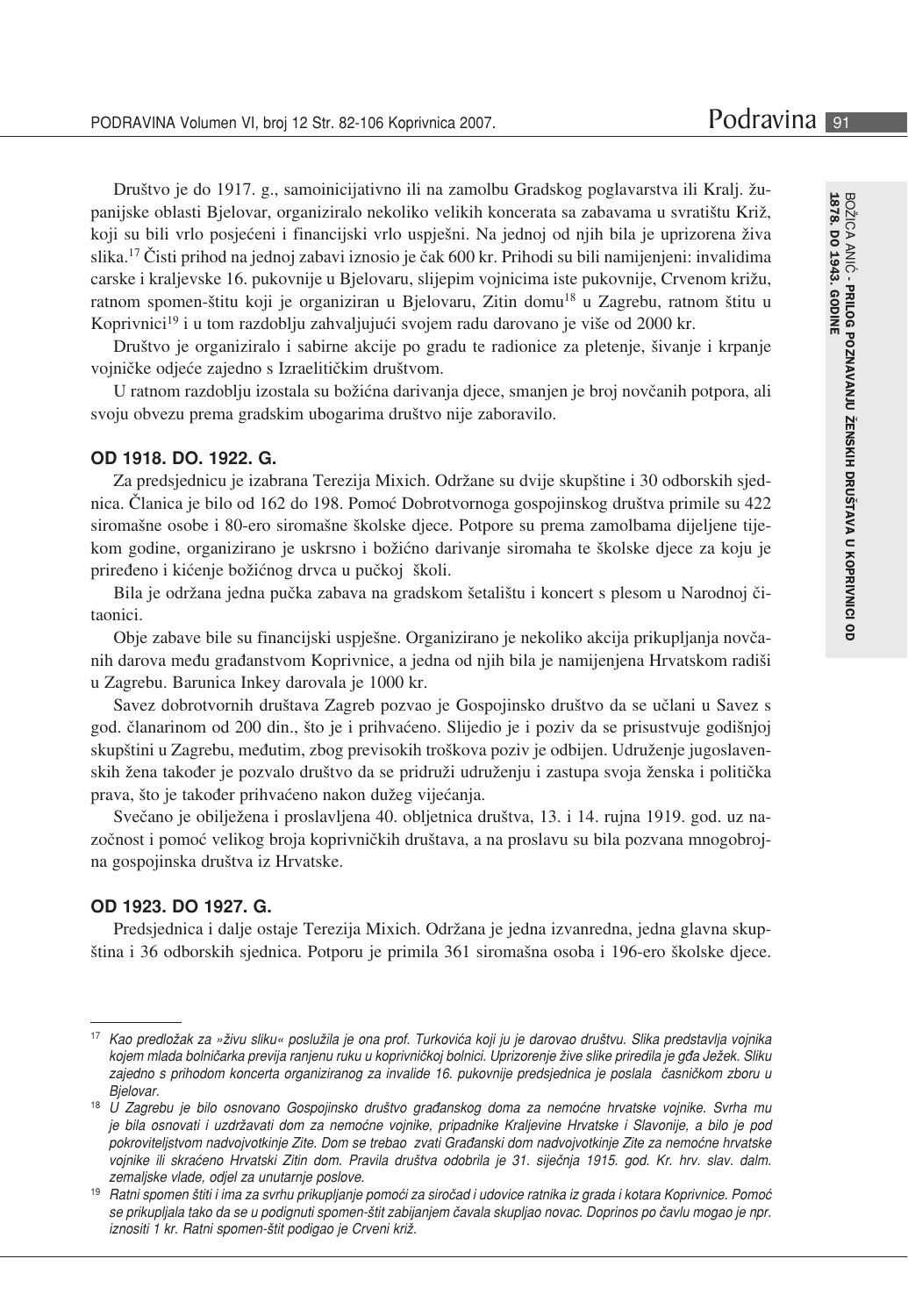Društvo je do 1917. g., samoinicijativno ili na zamolbu Gradskog poglavarstva ili Kralj. županijske oblasti Bjelovar, organiziralo nekoliko velikih koncerata sa zabavama u svratištu Križ, koji su bili vrlo posjećeni i financijski vrlo uspješni. Na jednoj od njih bila je uprizorena živa slika.[17] Čisti prihod na jednoj zabavi iznosio je čak 600 kr. Prihodi su bili namijenjeni: invalidima carske i kraljevske 16. pukovnije u Bjelovaru, slijepim vojnicima iste pukovnije, Crvenom križu, ratnom spomen-štitu koji je organiziran u Bjelovaru, Zitin domu[18] u Zagrebu, ratnom štitu u Koprivnici[19] i u tom razdoblju zahvaljujući svojem radu darovano je više od 2000 kr.

Društvo je organiziralo i sabirne akcije po gradu te radionice za pletenje, šivanje i krpanje vojničke odjeće zajedno s Izraelitičkim društvom.

U ratnom razdoblju izostala su božićna darivanja djece, smanjen je broj novčanih potpora, ali svoju obvezu prema gradskim ubogarima društvo nije zaboravilo.

## OD 1918. DO. 1922. G.

Za predsjednicu je izabrana Terezija Mixich. Održane su dvije skupštine i 30 odborskih sjednica. Članica je bilo od 162 do 198. Pomoć Dobrotvornoga gospojinskog društva primile su 422 siromašne osobe i 80-ero siromašne školske djece. Potpore su prema zamolbama dijeljene tijekom godine, organizirano je uskrsno i božićno darivanje siromaha te školske djece za koju je priređeno i kićenje božićnog drvca u pučkoj školi.

Bila je održana jedna pučka zabava na gradskom šetalištu i koncert s plesom u Narodnoj čitaonici.

Obje zabave bile su financijski uspješne. Organizirano je nekoliko akcija prikupljanja novčanih darova među građanstvom Koprivnice, a jedna od njih bila je namijenjena Hrvatskom radiši u Zagrebu. Barunica Inkey darovala je 1000 kr.

Savez dobrotvornih društava Zagreb pozvao je Gospojinsko društvo da se učlani u Savez s god. članarinom od 200 din., što je i prihvaćeno. Slijedio je i poziv da se prisustvuje godišnjoj skupštini u Zagrebu, međutim, zbog previsokih troškova poziv je odbijen. Udruženje jugoslavenskih žena također je pozvalo društvo da se pridruži udruženju i zastupa svoja ženska i politička prava, što je također prihvaćeno nakon dužeg vijećanja.

Svečano je obilježena i proslavljena 40. obljetnica društva, 13. i 14. rujna 1919. god. uz nazočnost i pomoć velikog broja koprivničkih društava, a na proslavu su bila pozvana mnogobrojna gospojinska društva iz Hrvatske.

## OD 1923. DO 1927. G.

Predsjednica i dalje ostaje Terezija Mixich. Održana je jedna izvanredna, jedna glavna skupština i 36 odborskih sjednica. Potporu je primila 361 siromašna osoba i 196-ero školske djece.

---

[17] *Kao predložak za »živu sliku« poslužila je ona prof. Turkovića koji ju je darovao društvu. Slika predstavlja vojnika kojem mlada bolničarka previja ranjenu ruku u koprivničkoj bolnici. Uprizorenje žive slike priredila je gđa Ježek. Sliku zajedno s prihodom koncerta organiziranog za invalide 16. pukovnije predsjednica je poslala časničkom zboru u Bjelovar.*

[18] *U Zagrebu je bilo osnovano Gospojinsko društvo građanskog doma za nemoćne hrvatske vojnike. Svrha mu je bila osnovati i uzdržavati dom za nemoćne vojnike, pripadnike Kraljevine Hrvatske i Slavonije, a bilo je pod pokroviteljstvom nadvojvotkinje Zite. Dom se trebao zvati Građanski dom nadvojvotkinje Zite za nemoćne hrvatske vojnike ili skraćeno Hrvatski Zitin dom. Pravila društva odobrila je 31. siječnja 1915. god. Kr. hrv. slav. dalm. zemaljske vlade, odjel za unutarnje poslove.*

[19] *Ratni spomen štiti i ima za svrhu prikupljanje pomoći za siročad i udovice ratnika iz grada i kotara Koprivnice. Pomoć se prikupljala tako da se u podignuti spomen-štit zabijanjem čavala skupljao novac. Doprinos po čavlu mogao je npr. iznositi 1 kr. Ratni spomen-štit podigao je Crveni križ.*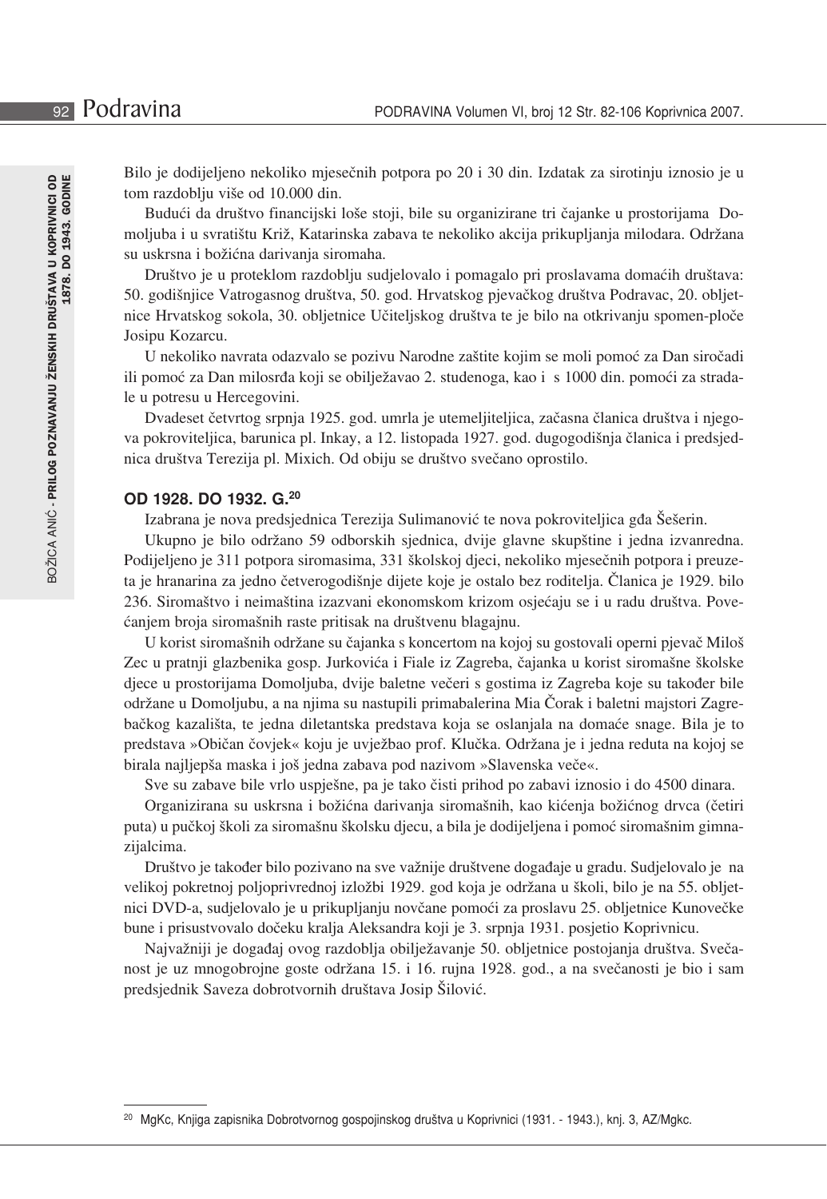Bilo je dodijeljeno nekoliko mjesečnih potpora po 20 i 30 din. Izdatak za sirotinju iznosio je u tom razdoblju više od 10.000 din.

Budući da društvo financijski loše stoji, bile su organizirane tri čajanke u prostorijama Domoljuba i u svratištu Križ, Katarinska zabava te nekoliko akcija prikupljanja milodara. Održana su uskrsna i božićna darivanja siromaha.

Društvo je u proteklom razdoblju sudjelovalo i pomagalo pri proslavama domaćih društava: 50. godišnjice Vatrogasnog društva, 50. god. Hrvatskog pjevačkog društva Podravac, 20. obljetnice Hrvatskog sokola, 30. obljetnice Učiteljskog društva te je bilo na otkrivanju spomen-ploče Josipu Kozarcu.

U nekoliko navrata odazvalo se pozivu Narodne zaštite kojim se moli pomoć za Dan siročadi ili pomoć za Dan milosrđa koji se obilježavao 2. studenoga, kao i s 1000 din. pomoći za stradale u potresu u Hercegovini.

Dvadeset četvrtog srpnja 1925. god. umrla je utemeljiteljica, začasna članica društva i njegova pokroviteljica, barunica pl. Inkay, a 12. listopada 1927. god. dugogodišnja članica i predsjednica društva Terezija pl. Mixich. Od obiju se društvo svečano oprostilo.

### OD 1928. DO 1932. G.[20]

Izabrana je nova predsjednica Terezija Sulimanović te nova pokroviteljica gđa Šešerin.

Ukupno je bilo održano 59 odborskih sjednica, dvije glavne skupštine i jedna izvanredna. Podijeljeno je 311 potpora siromasima, 331 školskoj djeci, nekoliko mjesečnih potpora i preuzeta je hranarina za jedno četverogodišnje dijete koje je ostalo bez roditelja. Članica je 1929. bilo 236. Siromaštvo i neimaština izazvani ekonomskom krizom osjećaju se i u radu društva. Povećanjem broja siromašnih raste pritisak na društvenu blagajnu.

U korist siromašnih održane su čajanka s koncertom na kojoj su gostovali operni pjevač Miloš Zec u pratnji glazbenika gosp. Jurkovića i Fiale iz Zagreba, čajanka u korist siromašne školske djece u prostorijama Domoljuba, dvije baletne večeri s gostima iz Zagreba koje su također bile održane u Domoljubu, a na njima su nastupili primabalerina Mia Čorak i baletni majstori Zagrebačkog kazališta, te jedna diletantska predstava koja se oslanjala na domaće snage. Bila je to predstava »Običan čovjek« koju je uvježbao prof. Klučka. Održana je i jedna reduta na kojoj se birala najljepša maska i još jedna zabava pod nazivom »Slavenska veče«.

Sve su zabave bile vrlo uspješne, pa je tako čisti prihod po zabavi iznosio i do 4500 dinara.

Organizirana su uskrsna i božićna darivanja siromašnih, kao kićenja božićnog drvca (četiri puta) u pučkoj školi za siromašnu školsku djecu, a bila je dodijeljena i pomoć siromašnim gimnazijalcima.

Društvo je također bilo pozivano na sve važnije društvene događaje u gradu. Sudjelovalo je na velikoj pokretnoj poljoprivrednoj izložbi 1929. god koja je održana u školi, bilo je na 55. obljetnici DVD-a, sudjelovalo je u prikupljanju novčane pomoći za proslavu 25. obljetnice Kunovečke bune i prisustvovalo dočeku kralja Aleksandra koji je 3. srpnja 1931. posjetio Koprivnicu.

Najvažniji je događaj ovog razdoblja obilježavanje 50. obljetnice postojanja društva. Svečanost je uz mnogobrojne goste održana 15. i 16. rujna 1928. god., a na svečanosti je bio i sam predsjednik Saveza dobrotvornih društava Josip Šilović.

---

[20] MgKc, Knjiga zapisnika Dobrotvornog gospojinskog društva u Koprivnici (1931. - 1943.), knj. 3, AZ/Mgkc.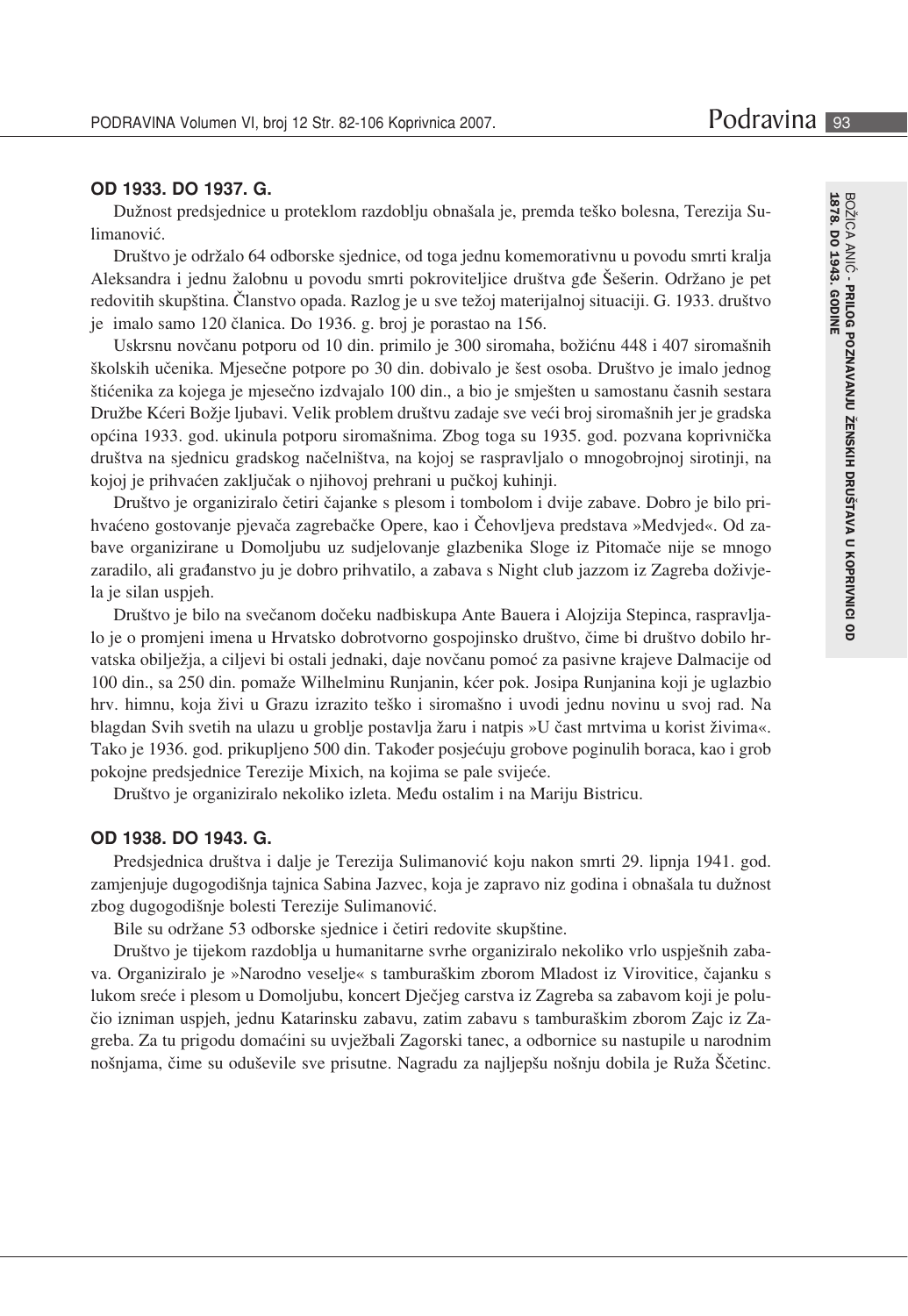### OD 1933. DO 1937. G.

Dužnost predsjednice u proteklom razdoblju obnašala je, premda teško bolesna, Terezija Sulimanović.

Društvo je održalo 64 odborske sjednice, od toga jednu komemorativnu u povodu smrti kralja Aleksandra i jednu žalobnu u povodu smrti pokroviteljice društva gđe Šešerin. Održano je pet redovitih skupština. Članstvo opada. Razlog je u sve težoj materijalnoj situaciji. G. 1933. društvo je imalo samo 120 članica. Do 1936. g. broj je porastao na 156.

Uskrsnu novčanu potporu od 10 din. primilo je 300 siromaha, božićnu 448 i 407 siromašnih školskih učenika. Mjesečne potpore po 30 din. dobivalo je šest osoba. Društvo je imalo jednog štićenika za kojega je mjesečno izdvajalo 100 din., a bio je smješten u samostanu časnih sestara Družbe Kćeri Božje ljubavi. Velik problem društvu zadaje sve veći broj siromašnih jer je gradska općina 1933. god. ukinula potporu siromašnima. Zbog toga su 1935. god. pozvana koprivnička društva na sjednicu gradskog načelništva, na kojoj se raspravljalo o mnogobrojnoj sirotinji, na kojoj je prihvaćen zaključak o njihovoj prehrani u pučkoj kuhinji.

Društvo je organiziralo četiri čajanke s plesom i tombolom i dvije zabave. Dobro je bilo prihvaćeno gostovanje pjevača zagrebačke Opere, kao i Čehovljeva predstava »Medvjed«. Od zabave organizirane u Domoljubu uz sudjelovanje glazbenika Sloge iz Pitomače nije se mnogo zaradilo, ali građanstvo ju je dobro prihvatilo, a zabava s Night club jazzom iz Zagreba doživjela je silan uspjeh.

Društvo je bilo na svečanom dočeku nadbiskupa Ante Bauera i Alojzija Stepinca, raspravljalo je o promjeni imena u Hrvatsko dobrotvorno gospojinsko društvo, čime bi društvo dobilo hrvatska obilježja, a ciljevi bi ostali jednaki, daje novčanu pomoć za pasivne krajeve Dalmacije od 100 din., sa 250 din. pomaže Wilhelminu Runjanin, kćer pok. Josipa Runjanina koji je uglazbio hrv. himnu, koja živi u Grazu izrazito teško i siromašno i uvodi jednu novinu u svoj rad. Na blagdan Svih svetih na ulazu u groblje postavlja žaru i natpis »U čast mrtvima u korist živima«. Tako je 1936. god. prikupljeno 500 din. Također posjećuju grobove poginulih boraca, kao i grob pokojne predsjednice Terezije Mixich, na kojima se pale svijeće.

Društvo je organiziralo nekoliko izleta. Među ostalim i na Mariju Bistricu.

### OD 1938. DO 1943. G.

Predsjednica društva i dalje je Terezija Sulimanović koju nakon smrti 29. lipnja 1941. god. zamjenjuje dugogodišnja tajnica Sabina Jazvec, koja je zapravo niz godina i obnašala tu dužnost zbog dugogodišnje bolesti Terezije Sulimanović.

Bile su održane 53 odborske sjednice i četiri redovite skupštine.

Društvo je tijekom razdoblja u humanitarne svrhe organiziralo nekoliko vrlo uspješnih zabava. Organiziralo je »Narodno veselje« s tamburaškim zborom Mladost iz Virovitice, čajanku s lukom sreće i plesom u Domoljubu, koncert Dječjeg carstva iz Zagreba sa zabavom koji je polučio izniman uspjeh, jednu Katarinsku zabavu, zatim zabavu s tamburaškim zborom Zajc iz Zagreba. Za tu prigodu domaćini su uvježbali Zagorski tanec, a odbornice su nastupile u narodnim nošnjama, čime su oduševile sve prisutne. Nagradu za najljepšu nošnju dobila je Ruža Ščetinc.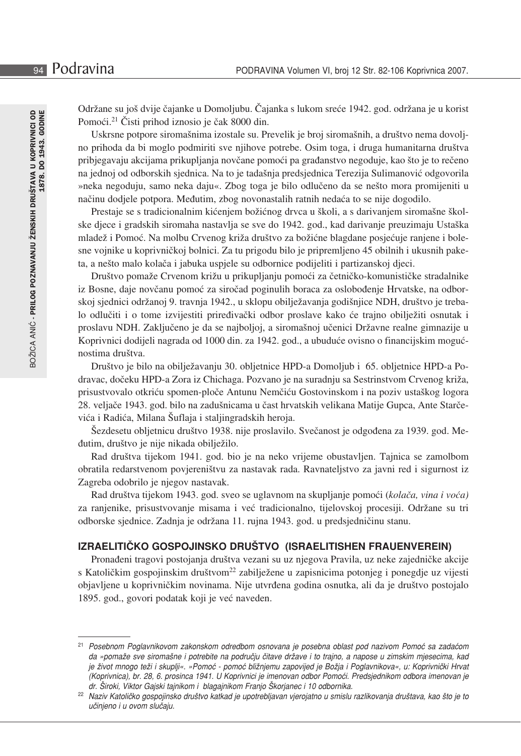Održane su još dvije čajanke u Domoljubu. Čajanka s lukom sreće 1942. god. održana je u korist Pomoći.[21] Čisti prihod iznosio je čak 8000 din.

Uskrsne potpore siromašnima izostale su. Prevelik je broj siromašnih, a društvo nema dovoljno prihoda da bi moglo podmiriti sve njihove potrebe. Osim toga, i druga humanitarna društva pribjegavaju akcijama prikupljanja novčane pomoći pa građanstvo negoduje, kao što je to rečeno na jednoj od odborskih sjednica. Na to je tadašnja predsjednica Terezija Sulimanović odgovorila »neka negoduju, samo neka daju«. Zbog toga je bilo odlučeno da se nešto mora promijeniti u načinu dodjele potpora. Međutim, zbog novonastalih ratnih nedaća to se nije dogodilo.

Prestaje se s tradicionalnim kićenjem božićnog drvca u školi, a s darivanjem siromašne školske djece i gradskih siromaha nastavlja se sve do 1942. god., kad darivanje preuzimaju Ustaška mladež i Pomoć. Na molbu Crvenog križa društvo za božićne blagdane posjećuje ranjene i bolesne vojnike u koprivničkoj bolnici. Za tu prigodu bilo je pripremljeno 45 obilnih i ukusnih paketa, a nešto malo kolača i jabuka uspjele su odbornice podijeliti i partizanskoj djeci.

Društvo pomaže Crvenom križu u prikupljanju pomoći za četničko-komunističke stradalnike iz Bosne, daje novčanu pomoć za siročad poginulih boraca za oslobođenje Hrvatske, na odborskoj sjednici održanoj 9. travnja 1942., u sklopu obilježavanja godišnjice NDH, društvo je trebalo odlučiti i o tome izvijestiti priređivački odbor proslave kako će trajno obilježiti osnutak i proslavu NDH. Zaključeno je da se najboljoj, a siromašnoj učenici Državne realne gimnazije u Koprivnici dodijeli nagrada od 1000 din. za 1942. god., a ubuduće ovisno o financijskim mogućnostima društva.

Društvo je bilo na obilježavanju 30. obljetnice HPD-a Domoljub i 65. obljetnice HPD-a Podravac, dočeku HPD-a Zora iz Chichaga. Pozvano je na suradnju sa Sestrinstvom Crvenog križa, prisustvovalo otkriću spomen-ploče Antunu Nemčiću Gostovinskom i na poziv ustaškog logora 28. veljače 1943. god. bilo na zadušnicama u čast hrvatskih velikana Matije Gupca, Ante Starčevića i Radića, Milana Šuflaja i staljingradskih heroja.

Šezdesetu obljetnicu društvo 1938. nije proslavilo. Svečanost je odgođena za 1939. god. Međutim, društvo je nije nikada obilježilo.

Rad društva tijekom 1941. god. bio je na neko vrijeme obustavljen. Tajnica se zamolbom obratila redarstvenom povjereništvu za nastavak rada. Ravnateljstvo za javni red i sigurnost iz Zagreba odobrilo je njegov nastavak.

Rad društva tijekom 1943. god. sveo se uglavnom na skupljanje pomoći (*kolača, vina i voća)* za ranjenike, prisustvovanje misama i već tradicionalno, tijelovskoj procesiji. Održane su tri odborske sjednice. Zadnja je održana 11. rujna 1943. god. u predsjedničinu stanu.

## IZRAELITIČKO GOSPOJINSKO DRUŠTVO (ISRAELITISHEN FRAUENVEREIN)

Pronađeni tragovi postojanja društva vezani su uz njegova Pravila, uz neke zajedničke akcije s Katoličkim gospojinskim društvom[22] zabilježene u zapisnicima potonjeg i ponegdje uz vijesti objavljene u koprivničkim novinama. Nije utvrđena godina osnutka, ali da je društvo postojalo 1895. god., govori podatak koji je već naveden.

---

[21] *Posebnom Poglavnikovom zakonskom odredbom osnovana je posebna oblast pod nazivom Pomoć sa zadaćom da »pomaže sve siromašne i potrebite na području čitave države i to trajno, a napose u zimskim mjesecima, kad je život mnogo teži i skuplji«. »Pomoć - pomoć bližnjemu zapovijed je Božja i Poglavnikova«, u: Koprivnički Hrvat (Koprivnica), br. 28, 6. prosinca 1941. U Koprivnici je imenovan odbor Pomoći. Predsjednikom odbora imenovan je dr. Široki, Viktor Gajski tajnikom i blagajnikom Franjo Škorjanec i 10 odbornika.*

[22] *Naziv Katoličko gospojinsko društvo katkad je upotrebljavan vjerojatno u smislu razlikovanja društava, kao što je to učinjeno i u ovom slučaju.*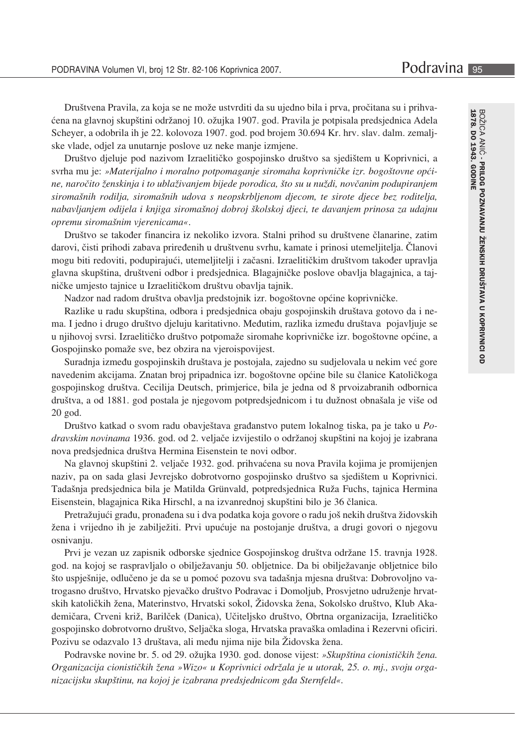Društvena Pravila, za koja se ne može ustvrditi da su ujedno bila i prva, pročitana su i prihvaćena na glavnoj skupštini održanoj 10. ožujka 1907. god. Pravila je potpisala predsjednica Adela Scheyer, a odobrila ih je 22. kolovoza 1907. god. pod brojem 30.694 Kr. hrv. slav. dalm. zemaljske vlade, odjel za unutarnje poslove uz neke manje izmjene.

Društvo djeluje pod nazivom Izraelitičko gospojinsko društvo sa sjedištem u Koprivnici, a svrha mu je: *»Materijalno i moralno potpomaganje siromaha koprivničke izr. bogoštovne općine, naročito ženskinja i to ublažīvanjem bijede porodica, što su u nuždi, novčanim podupiranjem siromašnih rodilja, siromašnih udova s neopskrbljenom djecom, te sirote djece bez roditelja, nabavljanjem odijela i knjiga siromašnoj dobroj školskoj djeci, te davanjem prinosa za udajnu opremu siromašnim vjerenicama«*.

Društvo se također financira iz nekoliko izvora. Stalni prihod su društvene članarine, zatim darovi, čisti prihodi zabava priređenih u društvenu svrhu, kamate i prinosi utemeljitelja. Članovi mogu biti redoviti, podupirajući, utemeljitelji i začasni. Izraelitičkim društvom također upravlja glavna skupština, društveni odbor i predsjednica. Blagajničke poslove obavlja blagajnica, a tajničke umjesto tajnice u Izraelitičkom društvu obavlja tajnik.

Nadzor nad radom društva obavlja predstojnik izr. bogoštovne općine koprivničke.

Razlike u radu skupština, odbora i predsjednica obaju gospojinskih društava gotovo da i nema. I jedno i drugo društvo djeluju karitativno. Međutim, razlika između društava pojavljuje se u njihovoj svrsi. Izraelitičko društvo potpomaže siromahe koprivničke izr. bogoštovne općine, a Gospojinsko pomaže sve, bez obzira na vjeroispovijest.

Suradnja između gospojinskih društava je postojala, zajedno su sudjelovala u nekim već gore navedenim akcijama. Znatan broj pripadnica izr. bogoštovne općine bile su članice Katoličkoga gospojinskog društva. Cecilija Deutsch, primjerice, bila je jedna od 8 prvoizabranih odbornica društva, a od 1881. god postala je njegovom potpredsjednicom i tu dužnost obnašala je više od 20 god.

Društvo katkad o svom radu obavještava građanstvo putem lokalnog tiska, pa je tako u *Podravskim novinama* 1936. god. od 2. veljače izvijestilo o održanoj skupštini na kojoj je izabrana nova predsjednica društva Hermina Eisenstein te novi odbor.

Na glavnoj skupštini 2. veljače 1932. god. prihvaćena su nova Pravila kojima je promijenjen naziv, pa on sada glasi Jevrejsko dobrotvorno gospojinsko društvo sa sjedištem u Koprivnici. Tadašnja predsjednica bila je Matilda Grünvald, potpredsjednica Ruža Fuchs, tajnica Hermina Eisenstein, blagajnica Rika Hirschl, a na izvanrednoj skupštini bilo je 36 članica.

Pretražujući građu, pronađena su i dva podatka koja govore o radu još nekih društva židovskih žena i vrijedno ih je zabilježiti. Prvi upućuje na postojanje društva, a drugi govori o njegovu osnivanju.

Prvi je vezan uz zapisnik odborske sjednice Gospojinskog društva održane 15. travnja 1928. god. na kojoj se raspravljalo o obilježavanju 50. obljetnice. Da bi obilježavanje obljetnice bilo što uspješnije, odlučeno je da se u pomoć pozovu sva tadašnja mjesna društva: Dobrovoljno vatrogasno društvo, Hrvatsko pjevačko društvo Podravac i Domoljub, Prosvjetno udruženje hrvatskih katoličkih žena, Materinstvo, Hrvatski sokol, Židovska žena, Sokolsko društvo, Klub Akademičara, Crveni križ, Barilček (Danica), Učiteljsko društvo, Obrtna organizacija, Izraelitičko gospojinsko dobrotvorno društvo, Seljačka sloga, Hrvatska pravaška omladina i Rezervni oficiri. Pozivu se odazvalo 13 društava, ali među njima nije bila Židovska žena.

Podravske novine br. 5. od 29. ožujka 1930. god. donose vijest: *»Skupština cionističkih žena. Organizacija cionističkih žena »Wizo« u Koprivnici održala je u utorak, 25. o. mj., svoju organizacijsku skupštinu, na kojoj je izabrana predsjednicom gđa Sternfeld«.*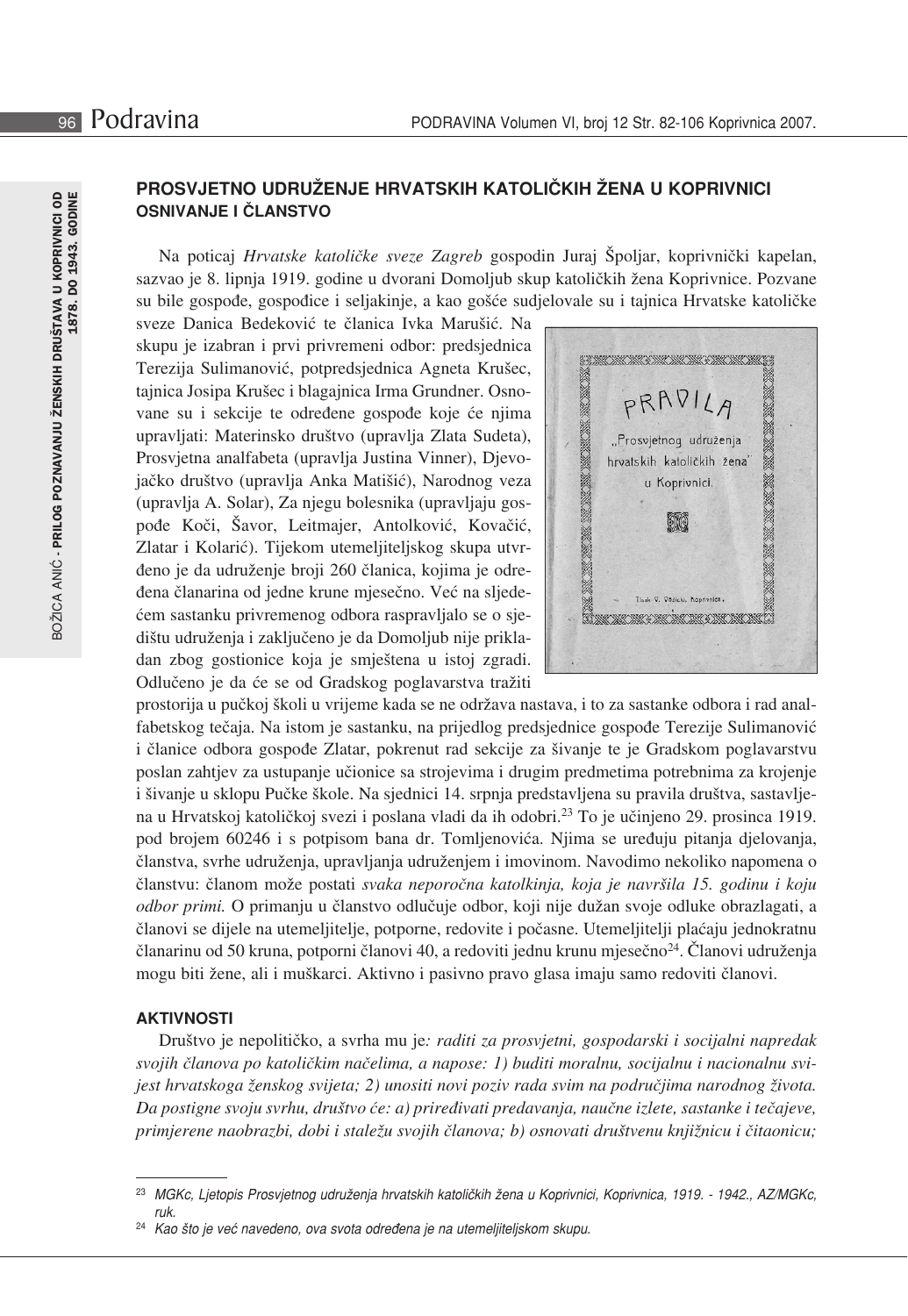## PROSVJETNO UDRUŽENJE HRVATSKIH KATOLIČKIH ŽENA U KOPRIVNICI

### OSNIVANJE I ČLANSTVO

Na poticaj *Hrvatske katoličke sveze Zagreb* gospodin Juraj Špoljar, koprivnički kapelan, sazvao je 8. lipnja 1919. godine u dvorani Domoljub skup katoličkih žena Koprivnice. Pozvane su bile gospođe, gospođice i seljakinje, a kao gošće sudjelovale su i tajnica Hrvatske katoličke sveze Danica Bedeković te članica Ivka Marušić. Na skupu je izabran i prvi privremeni odbor: predsjednica Terezija Sulimanović, potpredsjednica Agneta Krušec, tajnica Josipa Krušec i blagajnica Irma Grundner. Osnovane su i sekcije te određene gospođe koje će njima upravljati: Materinsko društvo (upravlja Zlata Sudeta), Prosvjetna analfabeta (upravlja Justina Vinner), Djevojačko društvo (upravlja Anka Matišić), Narodnog veza (upravlja A. Solar), Za njegu bolesnika (upravljaju gospođe Koči, Šavor, Leitmajer, Antolković, Kovačić, Zlatar i Kolarić). Tijekom utemeljiteljskog skupa utvrđeno je da udruženje broji 260 članica, kojima je određena članarina od jedne krune mjesečno. Već na sljedećem sastanku privremenog odbora raspravljalo se o sjedištu udruženja i zaključeno je da Domoljub nije prikladan zbog gostionice koja je smještena u istoj zgradi. Odlučeno je da će se od Gradskog poglavarstva tražiti prostorija u pučkoj školi u vrijeme kada se ne održava nastava, i to za sastanke odbora i rad analfabetskog tečaja. Na istom je sastanku, na prijedlog predsjednice gospođe Terezije Sulimanović i članice odbora gospođe Zlatar, pokrenut rad sekcije za šivanje te je Gradskom poglavarstvu poslan zahtjev za ustupanje učionice sa strojevima i drugim predmetima potrebnima za krojenje i šivanje u sklopu Pučke škole. Na sjednici 14. srpnja predstavljena su pravila društva, sastavljena u Hrvatskoj katoličkoj svezi i poslana vladi da ih odobri.[23] To je učinjeno 29. prosinca 1919. pod brojem 60246 i s potpisom bana dr. Tomljenovića. Njima se uređuju pitanja djelovanja, članstva, svrhe udruženja, upravljanja udruženjem i imovinom. Navodimo nekoliko napomena o članstvu: članom može postati *svaka neporočna katolkinja, koja je navršila 15. godinu i koju odbor primi.* O primanju u članstvo odlučuje odbor, koji nije dužan svoje odluke obrazlagati, a članovi se dijele na utemeljitelje, potporne, redovite i počasne. Utemeljitelji plaćaju jednokratnu članarinu od 50 kruna, potporni članovi 40, a redoviti jednu krunu mjesečno[24]. Članovi udruženja mogu biti žene, ali i muškarci. Aktivno i pasivno pravo glasa imaju samo redoviti članovi.

PRADILA „Prosvjetnog udruženja hrvatskih katoličkih žena" u Koprivnici.

### AKTIVNOSTI

Društvo je nepolitičko, a svrha mu je*: raditi za prosvjetni, gospodarski i socijalni napredak svojih članova po katoličkim načelima, a napose: 1) buditi moralnu, socijalnu i nacionalnu svijest hrvatskoga ženskog svijeta; 2) unositi novi poziv rada svim na područjima narodnog života. Da postigne svoju svrhu, društvo će: a) priređivati predavanja, naučne izlete, sastanke i tečajeve, primjerene naobrazbi, dobi i staležu svojih članova; b) osnovati društvenu knjižnicu i čitaonicu;*

---

[23] *MGKc, Ljetopis Prosvjetnog udruženja hrvatskih katoličkih žena u Koprivnici, Koprivnica, 1919. - 1942., AZ/MGKc, ruk.*

[24] *Kao što je već navedeno, ova svota određena je na utemeljiteljskom skupu.*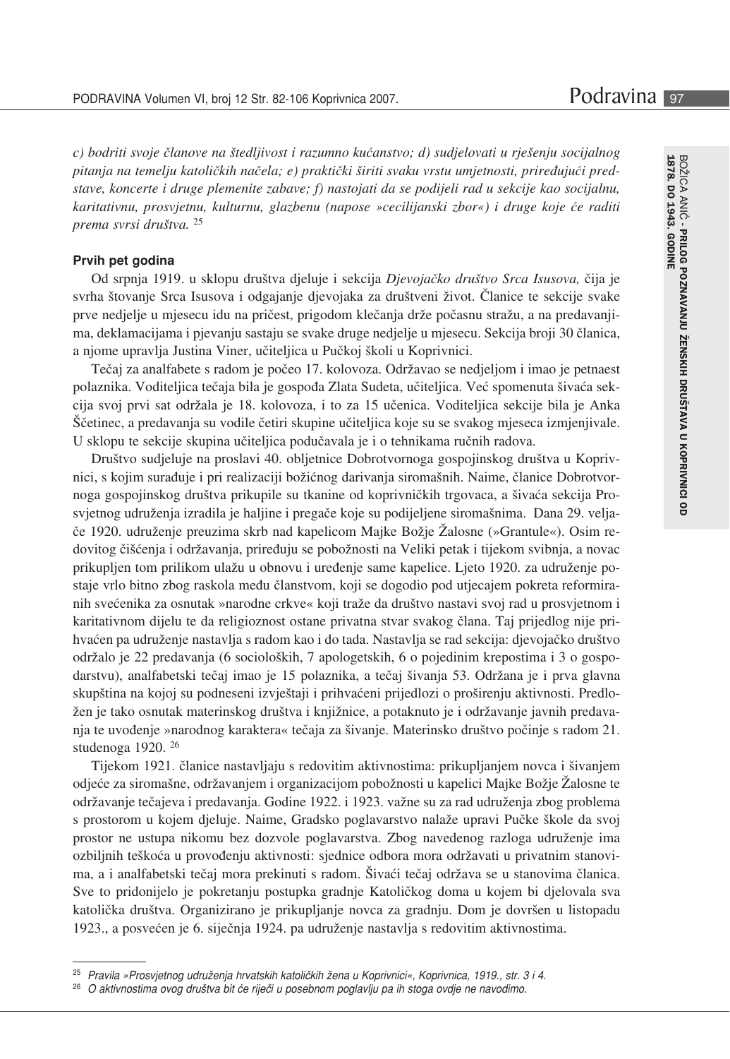*c) bodriti svoje članove na štedljivost i razumno kućanstvo; d) sudjelovati u rješenju socijalnog pitanja na temelju katoličkih načela; e) praktički širiti svaku vrstu umjetnosti, priređujući predstave, koncerte i druge plemenite zabave; f) nastojati da se podijeli rad u sekcije kao socijalnu, karitativnu, prosvjetnu, kulturnu, glazbenu (napose »cecilijanski zbor«) i druge koje će raditi prema svrsi društva.* [25]

#### Prvih pet godina

Od srpnja 1919. u sklopu društva djeluje i sekcija *Djevojačko društvo Srca Isusova,* čija je svrha štovanje Srca Isusova i odgajanje djevojaka za društveni život. Članice te sekcije svake prve nedjelje u mjesecu idu na pričest, prigodom klečanja drže počasnu stražu, a na predavanjima, deklamacijama i pjevanju sastaju se svake druge nedjelje u mjesecu. Sekcija broji 30 članica, a njome upravlja Justina Viner, učiteljica u Pučkoj školi u Koprivnici.

Tečaj za analfabete s radom je počeo 17. kolovoza. Održavao se nedjeljom i imao je petnaest polaznika. Voditeljica tečaja bila je gospođa Zlata Sudeta, učiteljica. Već spomenuta šivaća sekcija svoj prvi sat održala je 18. kolovoza, i to za 15 učenica. Voditeljica sekcije bila je Anka Ščetinec, a predavanja su vodile četiri skupine učiteljica koje su se svakog mjeseca izmjenjivale. U sklopu te sekcije skupina učiteljica podučavala je i o tehnikama ručnih radova.

Društvo sudjeluje na proslavi 40. obljetnice Dobrotvornoga gospojinskog društva u Koprivnici, s kojim surađuje i pri realizaciji božićnog darivanja siromašnih. Naime, članice Dobrotvornoga gospojinskog društva prikupile su tkanine od koprivničkih trgovaca, a šivaća sekcija Prosvjetnog udruženja izradila je haljine i pregače koje su podijeljene siromašnima. Dana 29. veljače 1920. udruženje preuzima skrb nad kapelicom Majke Božje Žalosne (»Grantule«). Osim redovitog čišćenja i održavanja, priređuju se pobožnosti na Veliki petak i tijekom svibnja, a novac prikupljen tom prilikom ulažu u obnovu i uređenje same kapelice. Ljeto 1920. za udruženje postaje vrlo bitno zbog raskola među članstvom, koji se dogodio pod utjecajem pokreta reformiranih svećenika za osnutak »narodne crkve« koji traže da društvo nastavi svoj rad u prosvjetnom i karitativnom dijelu te da religioznost ostane privatna stvar svakog člana. Taj prijedlog nije prihvaćen pa udruženje nastavlja s radom kao i do tada. Nastavlja se rad sekcija: djevojačko društvo održalo je 22 predavanja (6 socioloških, 7 apologetskih, 6 o pojedinim krepostima i 3 o gospodarstvu), analfabetski tečaj imao je 15 polaznika, a tečaj šivanja 53. Održana je i prva glavna skupština na kojoj su podneseni izvještaji i prihvaćeni prijedlozi o proširenju aktivnosti. Predložen je tako osnutak materinskog društva i knjižnice, a potaknuto je i održavanje javnih predavanja te uvođenje »narodnog karaktera« tečaja za šivanje. Materinsko društvo počinje s radom 21. studenoga 1920. [26]

Tijekom 1921. članice nastavljaju s redovitim aktivnostima: prikupljanjem novca i šivanjem odjeće za siromašne, održavanjem i organizacijom pobožnosti u kapelici Majke Božje Žalosne te održavanje tečajeva i predavanja. Godine 1922. i 1923. važne su za rad udruženja zbog problema s prostorom u kojem djeluje. Naime, Gradsko poglavarstvo nalaže upravi Pučke škole da svoj prostor ne ustupa nikomu bez dozvole poglavarstva. Zbog navedenog razloga udruženje ima ozbiljnih teškoća u provođenju aktivnosti: sjednice odbora mora održavati u privatnim stanovima, a i analfabetski tečaj mora prekinuti s radom. Šivaći tečaj održava se u stanovima članica. Sve to pridonijelo je pokretanju postupka gradnje Katoličkog doma u kojem bi djelovala sva katolička društva. Organizirano je prikupljanje novca za gradnju. Dom je dovršen u listopadu 1923., a posvećen je 6. siječnja 1924. pa udruženje nastavlja s redovitim aktivnostima.

---

[25] *Pravila »Prosvjetnog udruženja hrvatskih katoličkih žena u Koprivnici«, Koprivnica, 1919., str. 3 i 4.*

[26] *O aktivnostima ovog društva bit će riječi u posebnom poglavlju pa ih stoga ovdje ne navodimo.*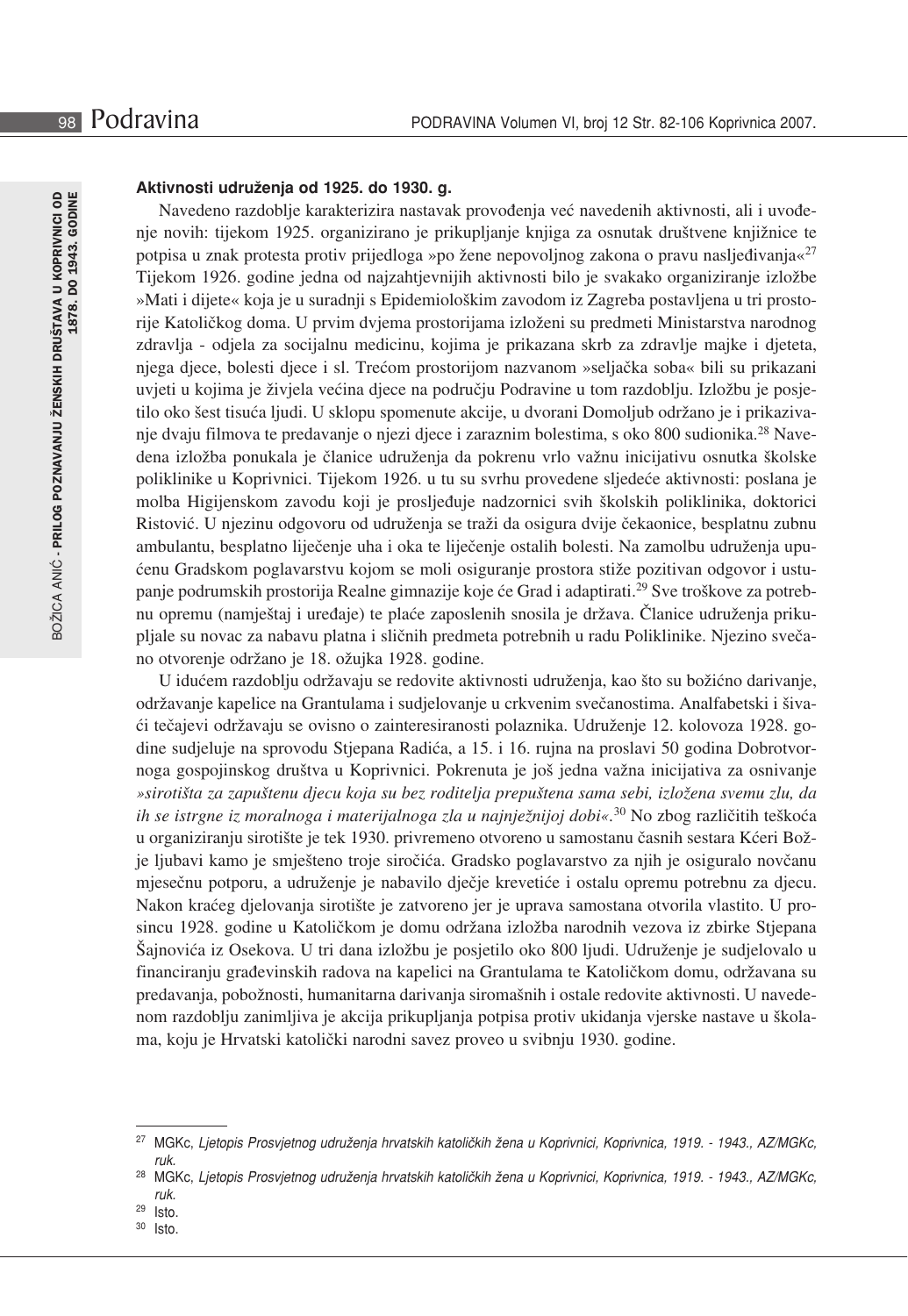**Aktivnosti udruženja od 1925. do 1930. g.**

Navedeno razdoblje karakterizira nastavak provođenja već navedenih aktivnosti, ali i uvođenje novih: tijekom 1925. organizirano je prikupljanje knjiga za osnutak društvene knjižnice te potpisa u znak protesta protiv prijedloga »po žene nepovoljnog zakona o pravu nasljeđivanja«[27] Tijekom 1926. godine jedna od najzahtjevnijih aktivnosti bilo je svakako organiziranje izložbe »Mati i dijete« koja je u suradnji s Epidemiološkim zavodom iz Zagreba postavljena u tri prostorije Katoličkog doma. U prvim dvjema prostorijama izloženi su predmeti Ministarstva narodnog zdravlja - odjela za socijalnu medicinu, kojima je prikazana skrb za zdravlje majke i djeteta, njega djece, bolesti djece i sl. Trećom prostorijom nazvanom »seljačka soba« bili su prikazani uvjeti u kojima je živjela većina djece na području Podravine u tom razdoblju. Izložbu je posjetilo oko šest tisuća ljudi. U sklopu spomenute akcije, u dvorani Domoljub održano je i prikazivanje dvaju filmova te predavanje o njezi djece i zaraznim bolestima, s oko 800 sudionika.[28] Navedena izložba ponukala je članice udruženja da pokrenu vrlo važnu inicijativu osnutka školske poliklinike u Koprivnici. Tijekom 1926. u tu su svrhu provedene sljedeće aktivnosti: poslana je molba Higijenskom zavodu koji je prosljeđuje nadzornici svih školskih poliklinika, doktorici Ristović. U njezinu odgovoru od udruženja se traži da osigura dvije čekaonice, besplatnu zubnu ambulantu, besplatno liječenje uha i oka te liječenje ostalih bolesti. Na zamolbu udruženja upućenu Gradskom poglavarstvu kojom se moli osiguranje prostora stiže pozitivan odgovor i ustupanje podrumskih prostorija Realne gimnazije koje će Grad i adaptirati.[29] Sve troškove za potrebnu opremu (namještaj i uređaje) te plaće zaposlenih snosila je država. Članice udruženja prikupljale su novac za nabavu platna i sličnih predmeta potrebnih u radu Poliklinike. Njezino svečano otvorenje održano je 18. ožujka 1928. godine.

U idućem razdoblju održavaju se redovite aktivnosti udruženja, kao što su božićno darivanje, održavanje kapelice na Grantulama i sudjelovanje u crkvenim svečanostima. Analfabetski i šivaći tečajevi održavaju se ovisno o zainteresiranosti polaznika. Udruženje 12. kolovoza 1928. godine sudjeluje na sprovodu Stjepana Radića, a 15. i 16. rujna na proslavi 50 godina Dobrotvornoga gospojinskog društva u Koprivnici. Pokrenuta je još jedna važna inicijativa za osnivanje *»sirotišta za zapuštenu djecu koja su bez roditelja prepuštena sama sebi, izložena svemu zlu, da ih se istrgne iz moralnoga i materijalnoga zla u najnježnijoj dobi«*.[30] No zbog različitih teškoća u organiziranju sirotište je tek 1930. privremeno otvoreno u samostanu časnih sestara Kćeri Božje ljubavi kamo je smješteno troje siročića. Gradsko poglavarstvo za njih je osiguralo novčanu mjesečnu potporu, a udruženje je nabavilo dječje krevetiće i ostalu opremu potrebnu za djecu. Nakon kraćeg djelovanja sirotište je zatvoreno jer je uprava samostana otvorila vlastito. U prosincu 1928. godine u Katoličkom je domu održana izložba narodnih vezova iz zbirke Stjepana Šajnovića iz Osekova. U tri dana izložbu je posjetilo oko 800 ljudi. Udruženje je sudjelovalo u financiranju građevinskih radova na kapelici na Grantulama te Katoličkom domu, održavana su predavanja, pobožnosti, humanitarna darivanja siromašnih i ostale redovite aktivnosti. U navedenom razdoblju zanimljiva je akcija prikupljanja potpisa protiv ukidanja vjerske nastave u školama, koju je Hrvatski katolički narodni savez proveo u svibnju 1930. godine.

---

[27] MGKc, *Ljetopis Prosvjetnog udruženja hrvatskih katoličkih žena u Koprivnici, Koprivnica, 1919. - 1943., AZ/MGKc, ruk.*

[28] MGKc, *Ljetopis Prosvjetnog udruženja hrvatskih katoličkih žena u Koprivnici, Koprivnica, 1919. - 1943., AZ/MGKc, ruk.*

[29] Isto.

[30] Isto.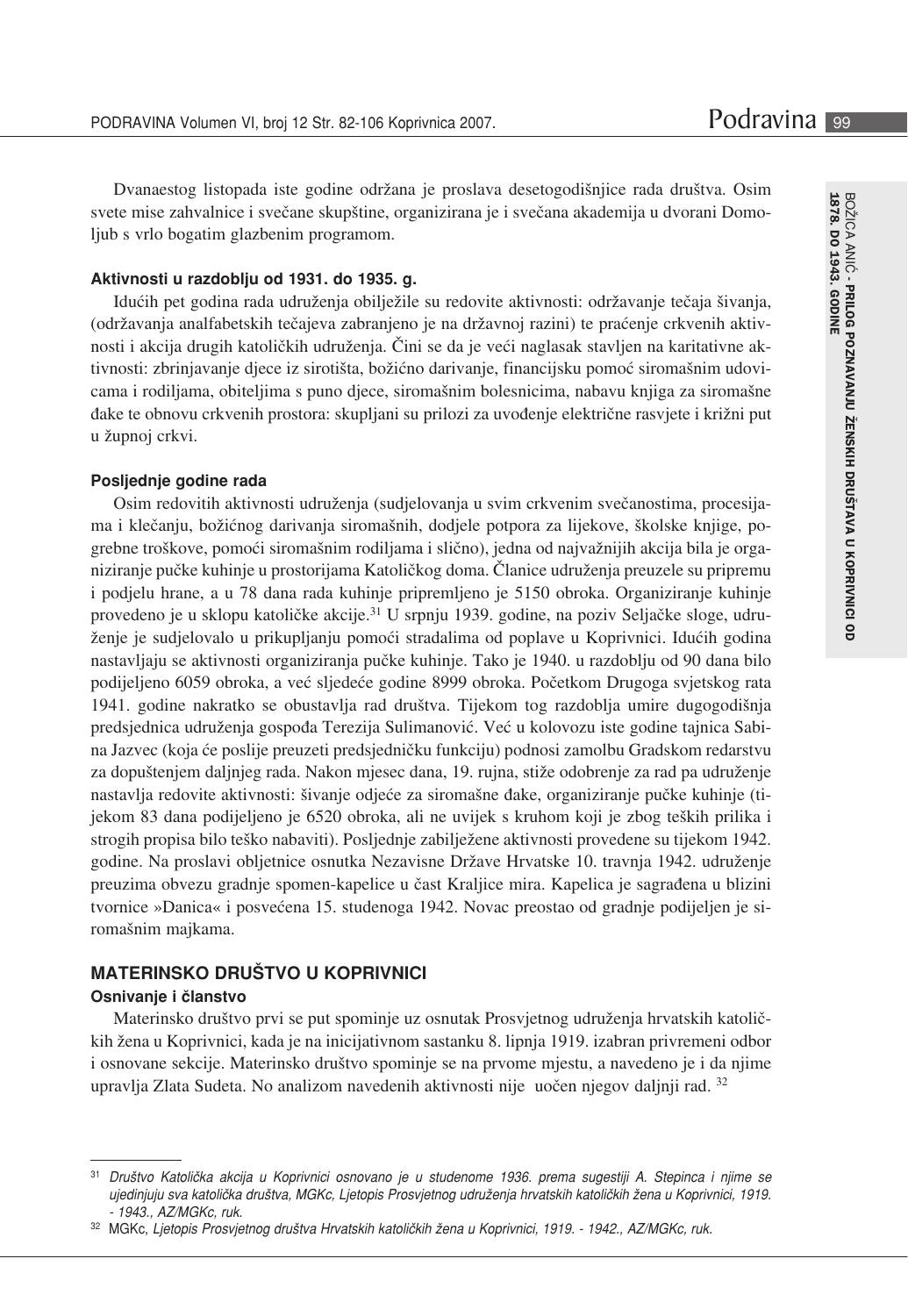Dvanaestog listopada iste godine održana je proslava desetogodišnjice rada društva. Osim svete mise zahvalnice i svečane skupštine, organizirana je i svečana akademija u dvorani Domoljub s vrlo bogatim glazbenim programom.

#### Aktivnosti u razdoblju od 1931. do 1935. g.

Idućih pet godina rada udruženja obilježile su redovite aktivnosti: održavanje tečaja šivanja, (održavanja analfabetskih tečajeva zabranjeno je na državnoj razini) te praćenje crkvenih aktivnosti i akcija drugih katoličkih udruženja. Čini se da je veći naglasak stavljen na karitativne aktivnosti: zbrinjavanje djece iz sirotišta, božićno darivanje, financijsku pomoć siromašnim udovicama i rodiljama, obiteljima s puno djece, siromašnim bolesnicima, nabavu knjiga za siromašne đake te obnovu crkvenih prostora: skupljani su prilozi za uvođenje električne rasvjete i križni put u župnoj crkvi.

#### Posljednje godine rada

Osim redovitih aktivnosti udruženja (sudjelovanja u svim crkvenim svečanostima, procesijama i klečanju, božićnog darivanja siromašnih, dodjele potpora za lijekove, školske knjige, pogrebne troškove, pomoći siromašnim rodiljama i slično), jedna od najvažnijih akcija bila je organiziranje pučke kuhinje u prostorijama Katoličkog doma. Članice udruženja preuzele su pripremu i podjelu hrane, a u 78 dana rada kuhinje pripremljeno je 5150 obroka. Organiziranje kuhinje provedeno je u sklopu katoličke akcije.[31] U srpnju 1939. godine, na poziv Seljačke sloge, udruženje je sudjelovalo u prikupljanju pomoći stradalima od poplave u Koprivnici. Idućih godina nastavljaju se aktivnosti organiziranja pučke kuhinje. Tako je 1940. u razdoblju od 90 dana bilo podijeljeno 6059 obroka, a već sljedeće godine 8999 obroka. Početkom Drugoga svjetskog rata 1941. godine nakratko se obustavlja rad društva. Tijekom tog razdoblja umire dugogodišnja predsjednica udruženja gospođa Terezija Sulimanović. Već u kolovozu iste godine tajnica Sabina Jazvec (koja će poslije preuzeti predsjedničku funkciju) podnosi zamolbu Gradskom redarstvu za dopuštenjem daljnjeg rada. Nakon mjesec dana, 19. rujna, stiže odobrenje za rad pa udruženje nastavlja redovite aktivnosti: šivanje odjeće za siromašne đake, organiziranje pučke kuhinje (tijekom 83 dana podijeljeno je 6520 obroka, ali ne uvijek s kruhom koji je zbog teških prilika i strogih propisa bilo teško nabaviti). Posljednje zabilježene aktivnosti provedene su tijekom 1942. godine. Na proslavi obljetnice osnutka Nezavisne Države Hrvatske 10. travnja 1942. udruženje preuzima obvezu gradnje spomen-kapelice u čast Kraljice mira. Kapelica je sagrađena u blizini tvornice »Danica« i posvećena 15. studenoga 1942. Novac preostao od gradnje podijeljen je siromašnim majkama.

### MATERINSKO DRUŠTVO U KOPRIVNICI

#### Osnivanje i članstvo

Materinsko društvo prvi se put spominje uz osnutak Prosvjetnog udruženja hrvatskih katoličkih žena u Koprivnici, kada je na inicijativnom sastanku 8. lipnja 1919. izabran privremeni odbor i osnovane sekcije. Materinsko društvo spominje se na prvome mjestu, a navedeno je i da njime upravlja Zlata Sudeta. No analizom navedenih aktivnosti nije uočen njegov daljnji rad. [32]

---

[31] *Društvo Katolička akcija u Koprivnici osnovano je u studenome 1936. prema sugestiji A. Stepinca i njime se ujedinjuju sva katolička društva, MGKc, Ljetopis Prosvjetnog udruženja hrvatskih katoličkih žena u Koprivnici, 1919. - 1943., AZ/MGKc, ruk.*

[32] MGKc, *Ljetopis Prosvjetnog društva Hrvatskih katoličkih žena u Koprivnici, 1919. - 1942., AZ/MGKc, ruk.*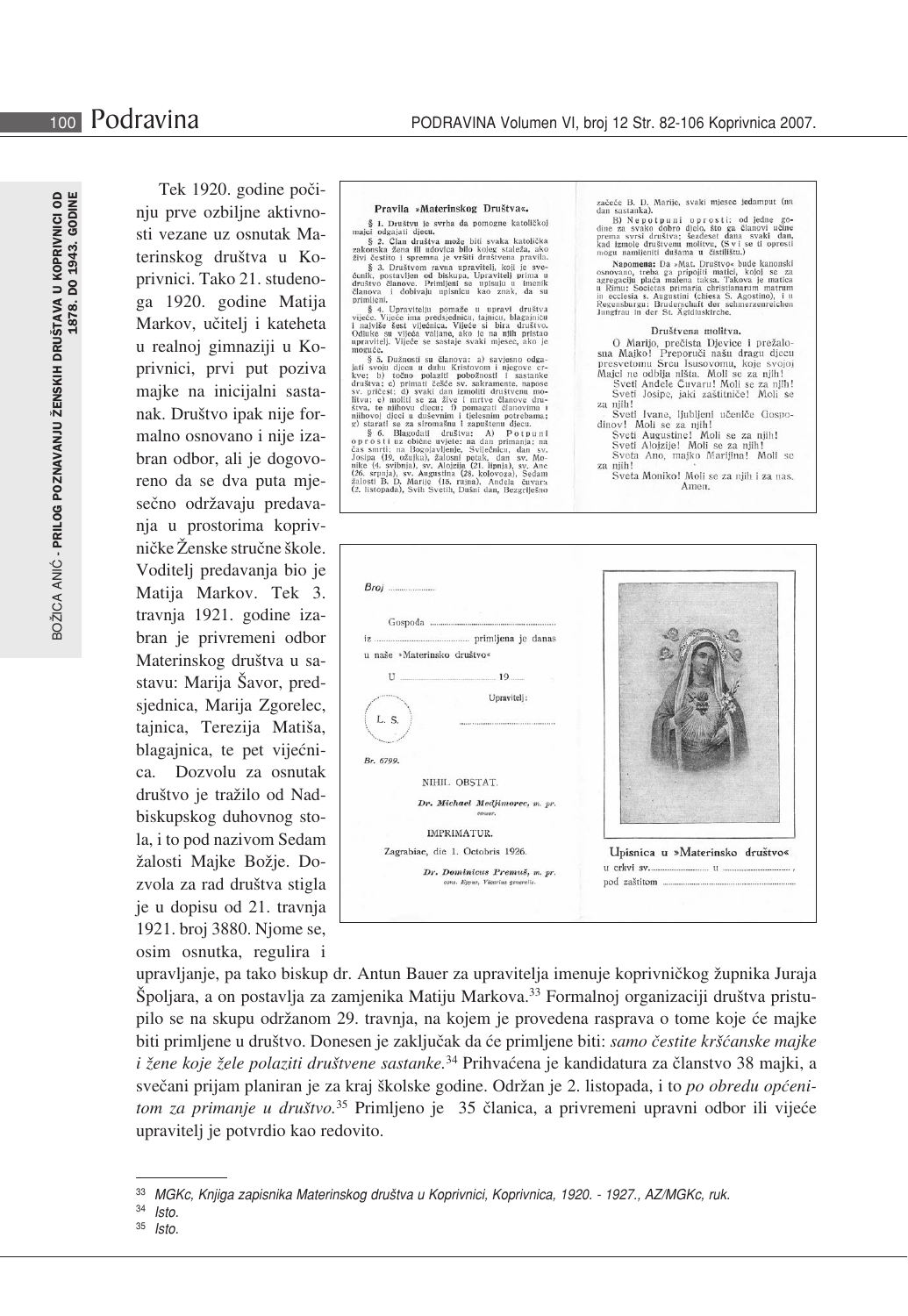Tek 1920. godine počinju prve ozbiljne aktivnosti vezane uz osnutak Materinskog društva u Koprivnici. Tako 21. studenoga 1920. godine Matija Markov, učitelj i kateheta u realnoj gimnaziji u Koprivnici, prvi put poziva majke na inicijalni sastanak. Društvo ipak nije formalno osnovano i nije izabran odbor, ali je dogovoreno da se dva puta mjesečno održavaju predavanja u prostorima koprivničke Ženske stručne škole. Voditelj predavanja bio je Matija Markov. Tek 3. travnja 1921. godine izabran je privremeni odbor Materinskog društva u sastavu: Marija Šavor, predsjednica, Marija Zgorelec, tajnica, Terezija Matiša, blagajnica, te pet vijećnica. Dozvolu za osnutak društvo je tražilo od Nadbiskupskog duhovnog stola, i to pod nazivom Sedam žalosti Majke Božje. Dozvola za rad društva stigla je u dopisu od 21. travnja 1921. broj 3880. Njome se, osim osnutka, regulira i upravljanje, pa tako biskup dr. Antun Bauer za upravitelja imenuje koprivničkog župnika Juraja Špoljara, a on postavlja za zamjenika Matiju Markova.[33] Formalnoj organizaciji društva pristupilo se na skupu održanom 29. travnja, na kojem je provedena rasprava o tome koje će majke biti primljene u društvo. Donesen je zaključak da će primljene biti: *samo čestite kršćanske majke i žene koje žele polaziti društvene sastanke.*[34] Prihvaćena je kandidatura za članstvo 38 majki, a svečani prijam planiran je za kraj školske godine. Održan je 2. listopada, i to *po obredu općenitom za primanje u društvo.*[35] Primljeno je 35 članica, a privremeni upravni odbor ili vijeće upravitelj je potvrdio kao redovito.

**Pravila »Materinskog Društva«.**

§ 1. Društvu je svrha da pomogne katoličkoj majci odgajati djecu.

§ 2. Član društva može biti svaka katolička zakonska žena ili udovica bilo kojeg staleža, ako živi čestito i spremna je vršiti društvena pravila.

§ 3. Društvom ravna upravitelj, koji je svećenik, postavljen od biskupa. Upravitelj prima u društvo članove. Primljeni se upisuju u imenik članova i dobivaju upisnicu kao znak, da su primljeni.

§ 4. Upravitelju pomaže u upravi društva vijeće. Vijeće ima predsjednicu, tajnicu, blagajnicu i najviše šest vijećnica. Vijeće si bira društvo. Odluke su vijeća valjane, ako je na njih pristao upravitelj. Vijeće se sastaje svaki mjesec, ako je moguće.

§ 5. Dužnosti su članova: a) savjesno odgajati svoju djecu u duhu Kristovom i njegove crkve; b) točno polaziti pobožnosti i sastanke društva; c) primati češće sv. sakramente, napose sv. pričest; d) svaki dan izmoliti društvenu molitvu; e) moliti se za žive i mrtve članove društva, te njihovu djecu; f) pomagati članovima i njihovoj djeci u duševnim i tjelesnim potrebama; g) starati se za siromašnu i zapuštenu djecu.

§ 6. Blagodati društva: A) Potpuni oprosti uz obične uvjete: na dan primanja; na čas smrti; na Bogojavljenje, Svijećnicu, dan sv. Josipa (19. ožujka), žalosni petak, dan sv. Monike (4. svibnja), sv. Alojzija (21. lipnja), sv. Ane (26. srpnja), sv. Augustina (28. kolovoza), Sedam žalosti B. D. Marije (15. rujna), Anđela čuvara (2. listopada), Svih Svetih, Dušni dan, Bezgrješno začeće B. D. Marije, svaki mjesec jedamput (na dan sastanka).

B) Nepotpuni oprosti: od jedne godine za svako dobro djelo, što ga članovi učine prema svrsi društva; šezdeset dana svaki dan, kad izmole društvenu molitvu. (Svi se ti oprosti mogu namijeniti dušama u čistilištu.)

**Napomena:** Da »Mat. Društvo« bude kanonski osnovano, treba ga pripojiti matici, kojoj se za agregaciju plaća malena taksa. Takova je matica u Rimu: Societas primaria christianarum matrum in ecclesia s. Augustini (chiesa S. Agostino), i u Regensburgu: Bruderschaft der schmerzenreichen Jungfrau in der St. Ägidiuskirche.

**Društvena molitva.**

O Marijo, prečista Djevice i prežalosna Majko! Preporuči našu dragu djecu presvetomu Srcu Isusovomu, koje svojoj Majci ne odbija ništa. Moli se za njih!
Sveti Anđele Čuvaru! Moli se za njih!
Sveti Josipe, jaki zaštitniče! Moli se za njih!
Sveti Ivane, ljubljeni učeniče Gospodinov! Moli se za njih!
Sveti Augustine! Moli se za njih!
Sveti Alojzije! Moli se za njih!
Sveta Ano, majko Marijina! Moli se za njih!
Sveta Moniko! Moli se za njih i za nas. Amen.

Broj .................

Gospoda ..........................................
iz .................................... primljena je danas u naše »Materinsko društvo«

U .................................... 19......

Upravitelj:

L. S. ..........................................

Br. 6799.

NIHIL OBSTAT.

*Dr. Michael Medjimorec, m. pr. censor.*

IMPRIMATUR.

Zagrabiae, die 1. Octobris 1926.

*Dr. Dominicus Premuš, m. pr. cons. Eppus, Vicarius generalis.*

Upisnica u »Materinsko društvo«
u crkvi sv. .................... u ....................,
pod zaštitom ..........................................

---

[33] *MGKc, Knjiga zapisnika Materinskog društva u Koprivnici, Koprivnica, 1920. - 1927., AZ/MGKc, ruk.*

[34] *Isto.*

[35] *Isto.*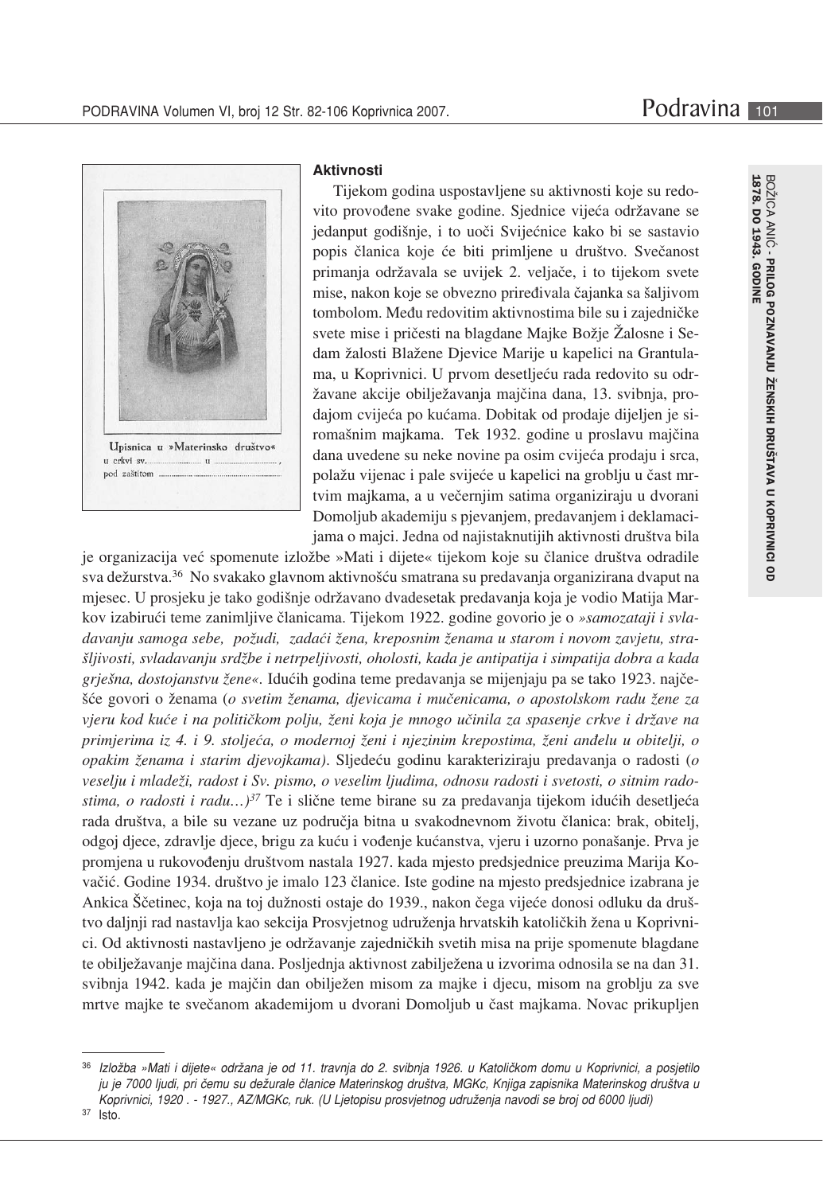**Aktivnosti**

Tijekom godina uspostavljene su aktivnosti koje su redovito provođene svake godine. Sjednice vijeća održavane se jedanput godišnje, i to uoči Svijećnice kako bi se sastavio popis članica koje će biti primljene u društvo. Svečanost primanja održavala se uvijek 2. veljače, i to tijekom svete mise, nakon koje se obvezno priređivala čajanka sa šaljivom tombolom. Među redovitim aktivnostima bile su i zajedničke svete mise i pričesti na blagdane Majke Božje Žalosne i Sedam žalosti Blažene Djevice Marije u kapelici na Grantulama, u Koprivnici. U prvom desetljeću rada redovito su održavane akcije obilježavanja majčina dana, 13. svibnja, prodajom cvijeća po kućama. Dobitak od prodaje dijeljen je siromašnim majkama. Tek 1932. godine u proslavu majčina dana uvedene su neke novine pa osim cvijeća prodaju i srca, polažu vijenac i pale svijeće u kapelici na groblju u čast mrtvim majkama, a u večernjim satima organiziraju u dvorani Domoljub akademiju s pjevanjem, predavanjem i deklamacijama o majci. Jedna od najistaknutijih aktivnosti društva bila je organizacija već spomenute izložbe »Mati i dijete« tijekom koje su članice društva odradile sva dežurstva.[36] No svakako glavnom aktivnošću smatrana su predavanja organizirana dvaput na mjesec. U prosjeku je tako godišnje održavano dvadesetak predavanja koja je vodio Matija Markov izabirući teme zanimljive članicama. Tijekom 1922. godine govorio je o *»samozataji i svladavanju samoga sebe, požudi, zadaći žena, kreposnim ženama u starom i novom zavjetu, strašljivosti, svladavanju srdžbe i netrpeljivosti, oholosti, kada je antipatija i simpatija dobra a kada grješna, dostojanstvu žene«*. Idućih godina teme predavanja se mijenjaju pa se tako 1923. najčešće govori o ženama (*o svetim ženama, djevicama i mučenicama, o apostolskom radu žene za vjeru kod kuće i na političkom polju, ženi koja je mnogo učinila za spasenje crkve i države na primjerima iz 4. i 9. stoljeća, o modernoj ženi i njezinim krepostima, ženi anđelu u obitelji, o opakim ženama i starim djevojkama)*. Sljedeću godinu karakteriziraju predavanja o radosti (*o veselju i mladeži, radost i Sv. pismo, o veselim ljudima, odnosu radosti i svetosti, o sitnim radostima, o radosti i radu…)*[37] Te i slične teme birane su za predavanja tijekom idućih desetljeća rada društva, a bile su vezane uz područja bitna u svakodnevnom životu članica: brak, obitelj, odgoj djece, zdravlje djece, brigu za kuću i vođenje kućanstva, vjeru i uzorno ponašanje. Prva je promjena u rukovođenju društvom nastala 1927. kada mjesto predsjednice preuzima Marija Kovačić. Godine 1934. društvo je imalo 123 članice. Iste godine na mjesto predsjednice izabrana je Ankica Ščetinec, koja na toj dužnosti ostaje do 1939., nakon čega vijeće donosi odluku da društvo daljnji rad nastavlja kao sekcija Prosvjetnog udruženja hrvatskih katoličkih žena u Koprivnici. Od aktivnosti nastavljeno je održavanje zajedničkih svetih misa na prije spomenute blagdane te obilježavanje majčina dana. Posljednja aktivnost zabilježena u izvorima odnosila se na dan 31. svibnja 1942. kada je majčin dan obilježen misom za majke i djecu, misom na groblju za sve mrtve majke te svečanom akademijom u dvorani Domoljub u čast majkama. Novac prikupljen

Upisnica u »Materinsko društvo«
u crkvi sv. ............ u ............ ,
pod zaštitom ............

---

[36] *Izložba »Mati i dijete« održana je od 11. travnja do 2. svibnja 1926. u Katoličkom domu u Koprivnici, a posjetilo ju je 7000 ljudi, pri čemu su dežurale članice Materinskog društva, MGKc, Knjiga zapisnika Materinskog društva u Koprivnici, 1920 . - 1927., AZ/MGKc, ruk. (U Ljetopisu prosvjetnog udruženja navodi se broj od 6000 ljudi)*

[37] Isto.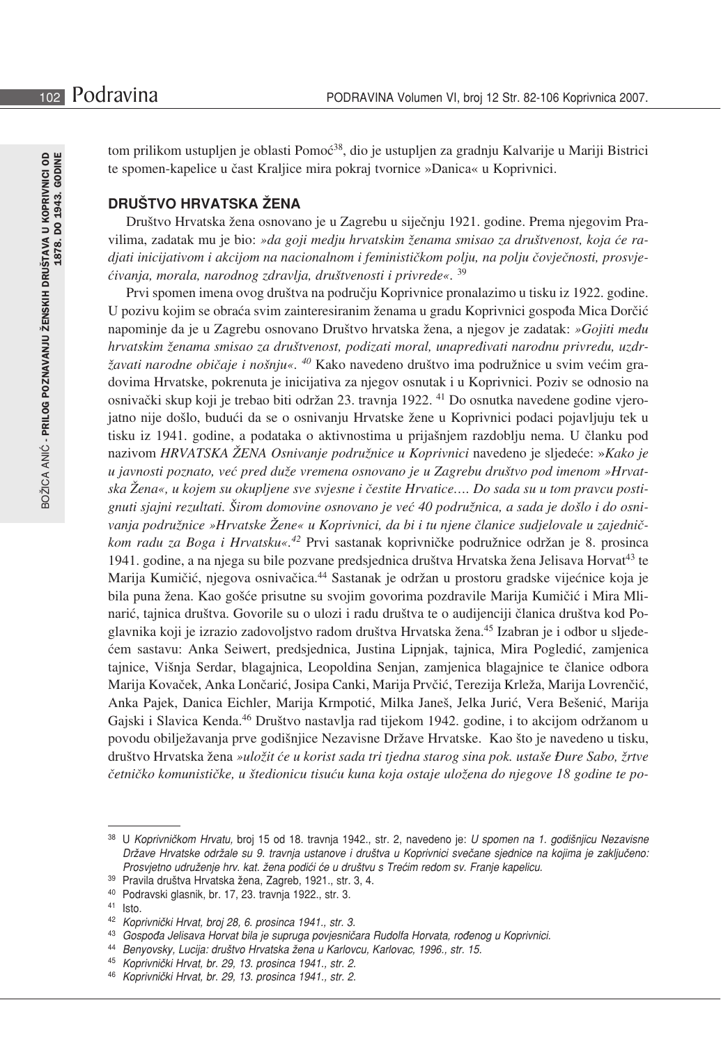tom prilikom ustupljen je oblasti Pomoć[38], dio je ustupljen za gradnju Kalvarije u Mariji Bistrici te spomen-kapelice u čast Kraljice mira pokraj tvornice »Danica« u Koprivnici.

## DRUŠTVO HRVATSKA ŽENA

Društvo Hrvatska žena osnovano je u Zagrebu u siječnju 1921. godine. Prema njegovim Pravilima, zadatak mu je bio: *»da goji medju hrvatskim ženama smisao za društvenost, koja će radjati inicijativom i akcijom na nacionalnom i feminističkom polju, na polju čovječnosti, prosvjećivanja, morala, narodnog zdravlja, društvenosti i privrede«.* [39]

Prvi spomen imena ovog društva na području Koprivnice pronalazimo u tisku iz 1922. godine. U pozivu kojim se obraća svim zainteresiranim ženama u gradu Koprivnici gospođa Mica Dorčić napominje da je u Zagrebu osnovano Društvo hrvatska žena, a njegov je zadatak: *»Gojiti među hrvatskim ženama smisao za društvenost, podizati moral, unapređivati narodnu privredu, uzdržavati narodne običaje i nošnju«.* [40] Kako navedeno društvo ima podružnice u svim većim gradovima Hrvatske, pokrenuta je inicijativa za njegov osnutak i u Koprivnici. Poziv se odnosio na osnivački skup koji je trebao biti održan 23. travnja 1922. [41] Do osnutka navedene godine vjerojatno nije došlo, budući da se o osnivanju Hrvatske žene u Koprivnici podaci pojavljuju tek u tisku iz 1941. godine, a podataka o aktivnostima u prijašnjem razdoblju nema. U članku pod nazivom *HRVATSKA ŽENA Osnivanje podružnice u Koprivnici* navedeno je sljedeće: »*Kako je u javnosti poznato, već pred duže vremena osnovano je u Zagrebu društvo pod imenom »Hrvatska Žena«, u kojem su okupljene sve svjesne i čestite Hrvatice…. Do sada su u tom pravcu postignuti sjajni rezultati. Širom domovine osnovano je već 40 podružnica, a sada je došlo i do osnivanja podružnice »Hrvatske Žene« u Koprivnici, da bi i tu njene članice sudjelovale u zajedničkom radu za Boga i Hrvatsku«.*[42] Prvi sastanak koprivničke podružnice održan je 8. prosinca 1941. godine, a na njega su bile pozvane predsjednica društva Hrvatska žena Jelisava Horvat[43] te Marija Kumičić, njegova osnivačica.[44] Sastanak je održan u prostoru gradske vijećnice koja je bila puna žena. Kao gošće prisutne su svojim govorima pozdravile Marija Kumičić i Mira Mlinarić, tajnica društva. Govorile su o ulozi i radu društva te o audijenciji članica društva kod Poglavnika koji je izrazio zadovoljstvo radom društva Hrvatska žena.[45] Izabran je i odbor u sljedećem sastavu: Anka Seiwert, predsjednica, Justina Lipnjak, tajnica, Mira Pogledić, zamjenica tajnice, Višnja Serdar, blagajnica, Leopoldina Senjan, zamjenica blagajnice te članice odbora Marija Kovaček, Anka Lončarić, Josipa Canki, Marija Prvčić, Terezija Krleža, Marija Lovrenčić, Anka Pajek, Danica Eichler, Marija Krmpotić, Milka Janeš, Jelka Jurić, Vera Bešenić, Marija Gajski i Slavica Kenda.[46] Društvo nastavlja rad tijekom 1942. godine, i to akcijom održanom u povodu obilježavanja prve godišnjice Nezavisne Države Hrvatske. Kao što je navedeno u tisku, društvo Hrvatska žena *»uložit će u korist sada tri tjedna starog sina pok. ustaše Đure Sabo, žrtve četničko komunističke, u štedionicu tisuću kuna koja ostaje uložena do njegove 18 godine te po-*

---

[38] U *Koprivničkom Hrvatu,* broj 15 od 18. travnja 1942., str. 2, navedeno je: *U spomen na 1. godišnjicu Nezavisne Države Hrvatske održale su 9. travnja ustanove i društva u Koprivnici svečane sjednice na kojima je zaključeno: Prosvjetno udruženje hrv. kat. žena podići će u društvu s Trećim redom sv. Franje kapelicu.*

[39] Pravila društva Hrvatska žena, Zagreb, 1921., str. 3, 4.

[40] Podravski glasnik, br. 17, 23. travnja 1922., str. 3.

[41] Isto.

[42] *Koprivnički Hrvat, broj 28, 6. prosinca 1941., str. 3.*

[43] *Gospođa Jelisava Horvat bila je supruga povjesničara Rudolfa Horvata, rođenog u Koprivnici.*

[44] *Benyovsky, Lucija: društvo Hrvatska žena u Karlovcu, Karlovac, 1996., str. 15.*

[45] *Koprivnički Hrvat, br. 29, 13. prosinca 1941., str. 2.*

[46] *Koprivnički Hrvat, br. 29, 13. prosinca 1941., str. 2.*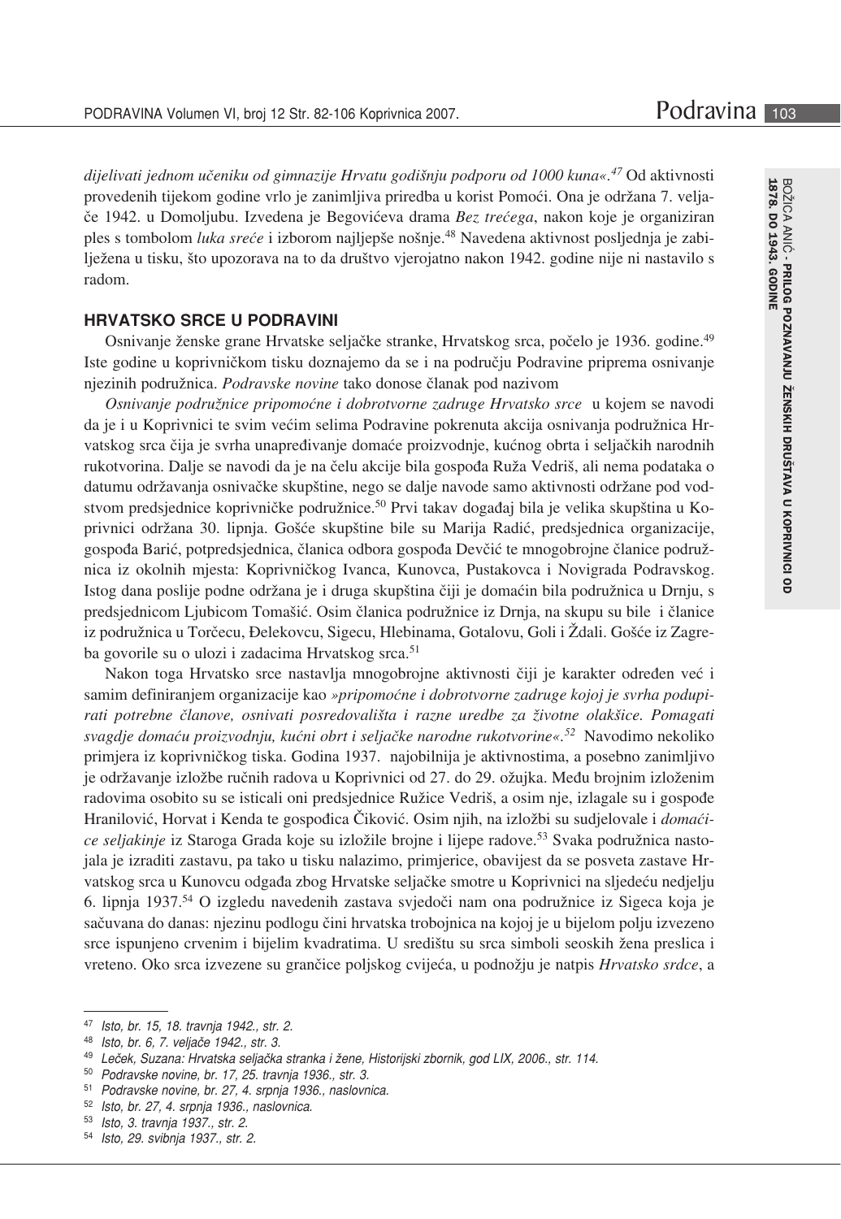*dijelivati jednom učeniku od gimnazije Hrvatu godišnju podporu od 1000 kuna«.*[47] Od aktivnosti provedenih tijekom godine vrlo je zanimljiva priredba u korist Pomoći. Ona je održana 7. veljače 1942. u Domoljubu. Izvedena je Begovićeva drama *Bez trećega*, nakon koje je organiziran ples s tombolom *luka sreće* i izborom najljepše nošnje.[48] Navedena aktivnost posljednja je zabilježena u tisku, što upozorava na to da društvo vjerojatno nakon 1942. godine nije ni nastavilo s radom.

## HRVATSKO SRCE U PODRAVINI

Osnivanje ženske grane Hrvatske seljačke stranke, Hrvatskog srca, počelo je 1936. godine.[49] Iste godine u koprivničkom tisku doznajemo da se i na području Podravine priprema osnivanje njezinih podružnica. *Podravske novine* tako donose članak pod nazivom

*Osnivanje podružnice pripomoćne i dobrotvorne zadruge Hrvatsko srce* u kojem se navodi da je i u Koprivnici te svim većim selima Podravine pokrenuta akcija osnivanja podružnica Hrvatskog srca čija je svrha unapređivanje domaće proizvodnje, kućnog obrta i seljačkih narodnih rukotvorina. Dalje se navodi da je na čelu akcije bila gospođa Ruža Vedriš, ali nema podataka o datumu održavanja osnivačke skupštine, nego se dalje navode samo aktivnosti održane pod vodstvom predsjednice koprivničke podružnice.[50] Prvi takav događaj bila je velika skupština u Koprivnici održana 30. lipnja. Gošće skupštine bile su Marija Radić, predsjednica organizacije, gospođa Barić, potpredsjednica, članica odbora gospođa Devčić te mnogobrojne članice podružnica iz okolnih mjesta: Koprivničkog Ivanca, Kunovca, Pustakovca i Novigrada Podravskog. Istog dana poslije podne održana je i druga skupština čiji je domaćin bila podružnica u Drnju, s predsjednicom Ljubicom Tomašić. Osim članica podružnice iz Drnja, na skupu su bile i članice iz podružnica u Torčecu, Đelekovcu, Sigecu, Hlebinama, Gotalovu, Goli i Ždali. Gošće iz Zagreba govorile su o ulozi i zadacima Hrvatskog srca.[51]

Nakon toga Hrvatsko srce nastavlja mnogobrojne aktivnosti čiji je karakter određen već i samim definiranjem organizacije kao *»pripomoćne i dobrotvorne zadruge kojoj je svrha podupirati potrebne članove, osnivati posredovališta i razne uredbe za životne olakšice. Pomagati svagdje domaću proizvodnju, kućni obrt i seljačke narodne rukotvorine«.*[52] Navodimo nekoliko primjera iz koprivničkog tiska. Godina 1937. najobilnija je aktivnostima, a posebno zanimljivo je održavanje izložbe ručnih radova u Koprivnici od 27. do 29. ožujka. Među brojnim izloženim radovima osobito su se isticali oni predsjednice Ružice Vedriš, a osim nje, izlagale su i gospođe Hranilović, Horvat i Kenda te gospođica Čiković. Osim njih, na izložbi su sudjelovale i *domaćice seljakinje* iz Staroga Grada koje su izložile brojne i lijepe radove.[53] Svaka podružnica nastojala je izraditi zastavu, pa tako u tisku nalazimo, primjerice, obavijest da se posveta zastave Hrvatskog srca u Kunovcu odgađa zbog Hrvatske seljačke smotre u Koprivnici na sljedeću nedjelju 6. lipnja 1937.[54] O izgledu navedenih zastava svjedoči nam ona podružnice iz Sigeca koja je sačuvana do danas: njezinu podlogu čini hrvatska trobojnica na kojoj je u bijelom polju izvezeno srce ispunjeno crvenim i bijelim kvadratima. U središtu su srca simboli seoskih žena preslica i vreteno. Oko srca izvezene su grančice poljskog cvijeća, u podnožju je natpis *Hrvatsko srdce*, a

---

[47] *Isto, br. 15, 18. travnja 1942., str. 2.*

[48] *Isto, br. 6, 7. veljače 1942., str. 3.*

[49] *Leček, Suzana: Hrvatska seljačka stranka i žene, Historijski zbornik, god LIX, 2006., str. 114.*

[50] *Podravske novine, br. 17, 25. travnja 1936., str. 3.*

[51] *Podravske novine, br. 27, 4. srpnja 1936., naslovnica.*

[52] *Isto, br. 27, 4. srpnja 1936., naslovnica.*

[53] *Isto, 3. travnja 1937., str. 2.*

[54] *Isto, 29. svibnja 1937., str. 2.*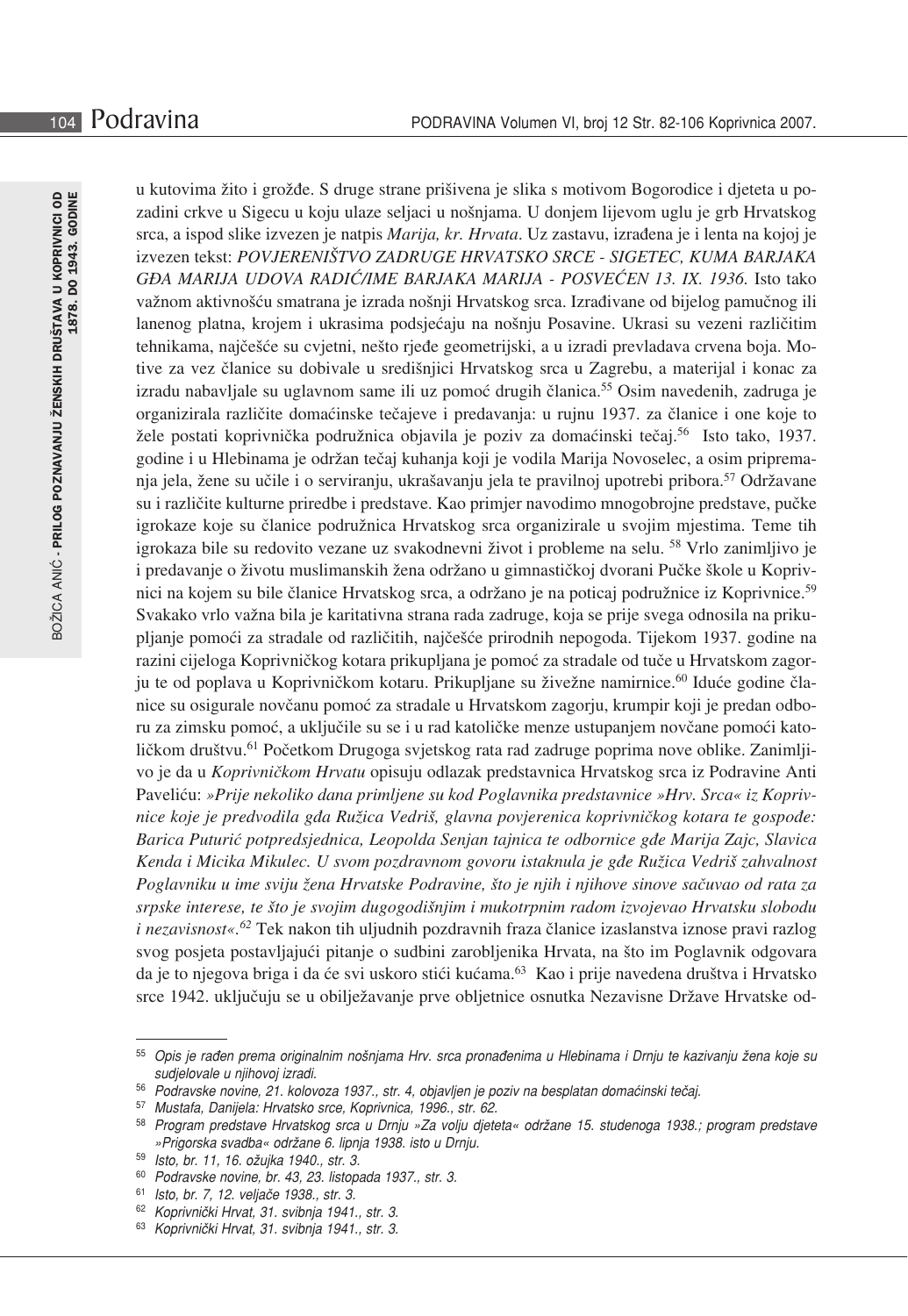u kutovima žito i grožđe. S druge strane prišivena je slika s motivom Bogorodice i djeteta u pozadini crkve u Sigecu u koju ulaze seljaci u nošnjama. U donjem lijevom uglu je grb Hrvatskog srca, a ispod slike izvezen je natpis *Marija, kr. Hrvata*. Uz zastavu, izrađena je i lenta na kojoj je izvezen tekst: *POVJERENIŠTVO ZADRUGE HRVATSKO SRCE - SIGETEC, KUMA BARJAKA GĐA MARIJA UDOVA RADIĆ/IME BARJAKA MARIJA - POSVEĆEN 13. IX. 1936.* Isto tako važnom aktivnošću smatrana je izrada nošnji Hrvatskog srca. Izrađivane od bijelog pamučnog ili lanenog platna, krojem i ukrasima podsjećaju na nošnju Posavine. Ukrasi su vezeni različitim tehnikama, najčešće su cvjetni, nešto rjeđe geometrijski, a u izradi prevladava crvena boja. Motive za vez članice su dobivale u središnjici Hrvatskog srca u Zagrebu, a materijal i konac za izradu nabavljale su uglavnom same ili uz pomoć drugih članica.[55] Osim navedenih, zadruga je organizirala različite domaćinske tečajeve i predavanja: u rujnu 1937. za članice i one koje to žele postati koprivnička podružnica objavila je poziv za domaćinski tečaj.[56] Isto tako, 1937. godine i u Hlebinama je održan tečaj kuhanja koji je vodila Marija Novoselec, a osim pripremanja jela, žene su učile i o serviranju, ukrašavanju jela te pravilnoj upotrebi pribora.[57] Održavane su i različite kulturne priredbe i predstave. Kao primjer navodimo mnogobrojne predstave, pučke igrokaze koje su članice podružnica Hrvatskog srca organizirale u svojim mjestima. Teme tih igrokaza bile su redovito vezane uz svakodnevni život i probleme na selu. [58] Vrlo zanimljivo je i predavanje o životu muslimanskih žena održano u gimnastičkoj dvorani Pučke škole u Koprivnici na kojem su bile članice Hrvatskog srca, a održano je na poticaj podružnice iz Koprivnice.[59] Svakako vrlo važna bila je karitativna strana rada zadruge, koja se prije svega odnosila na prikupljanje pomoći za stradale od različitih, najčešće prirodnih nepogoda. Tijekom 1937. godine na razini cijeloga Koprivničkog kotara prikupljana je pomoć za stradale od tuče u Hrvatskom zagorju te od poplava u Koprivničkom kotaru. Prikupljane su živežne namirnice.[60] Iduće godine članice su osigurale novčanu pomoć za stradale u Hrvatskom zagorju, krumpir koji je predan odboru za zimsku pomoć, a uključile su se i u rad katoličke menze ustupanjem novčane pomoći katoličkom društvu.[61] Početkom Drugoga svjetskog rata rad zadruge poprima nove oblike. Zanimljivo je da u *Koprivničkom Hrvatu* opisuju odlazak predstavnica Hrvatskog srca iz Podravine Anti Paveliću: *»Prije nekoliko dana primljene su kod Poglavnika predstavnice »Hrv. Srca« iz Koprivnice koje je predvodila gđa Ružica Vedriš, glavna povjerenica koprivničkog kotara te gospođe: Barica Puturić potpredsjednica, Leopolda Senjan tajnica te odbornice gđe Marija Zajc, Slavica Kenda i Micika Mikulec. U svom pozdravnom govoru istaknula je gđe Ružica Vedriš zahvalnost Poglavniku u ime sviju žena Hrvatske Podravine, što je njih i njihove sinove sačuvao od rata za srpske interese, te što je svojim dugogodišnjim i mukotrpnim radom izvojevao Hrvatsku slobodu i nezavisnost«.*[62] Tek nakon tih uljudnih pozdravnih fraza članice izaslanstva iznose pravi razlog svog posjeta postavljajući pitanje o sudbini zarobljenika Hrvata, na što im Poglavnik odgovara da je to njegova briga i da će svi uskoro stići kućama.[63] Kao i prije navedena društva i Hrvatsko srce 1942. uključuju se u obilježavanje prve obljetnice osnutka Nezavisne Države Hrvatske od-

---

[55] *Opis je rađen prema originalnim nošnjama Hrv. srca pronađenima u Hlebinama i Drnju te kazivanju žena koje su sudjelovale u njihovoj izradi.*

[56] *Podravske novine, 21. kolovoza 1937., str. 4, objavljen je poziv na besplatan domaćinski tečaj.*

[57] *Mustafa, Danijela: Hrvatsko srce, Koprivnica, 1996., str. 62.*

[58] *Program predstave Hrvatskog srca u Drnju »Za volju djeteta« održane 15. studenoga 1938.; program predstave »Prigorska svadba« održane 6. lipnja 1938. isto u Drnju.*

[59] *Isto, br. 11, 16. ožujka 1940., str. 3.*

[60] *Podravske novine, br. 43, 23. listopada 1937., str. 3.*

[61] *Isto, br. 7, 12. veljače 1938., str. 3.*

[62] *Koprivnički Hrvat, 31. svibnja 1941., str. 3.*

[63] *Koprivnički Hrvat, 31. svibnja 1941., str. 3.*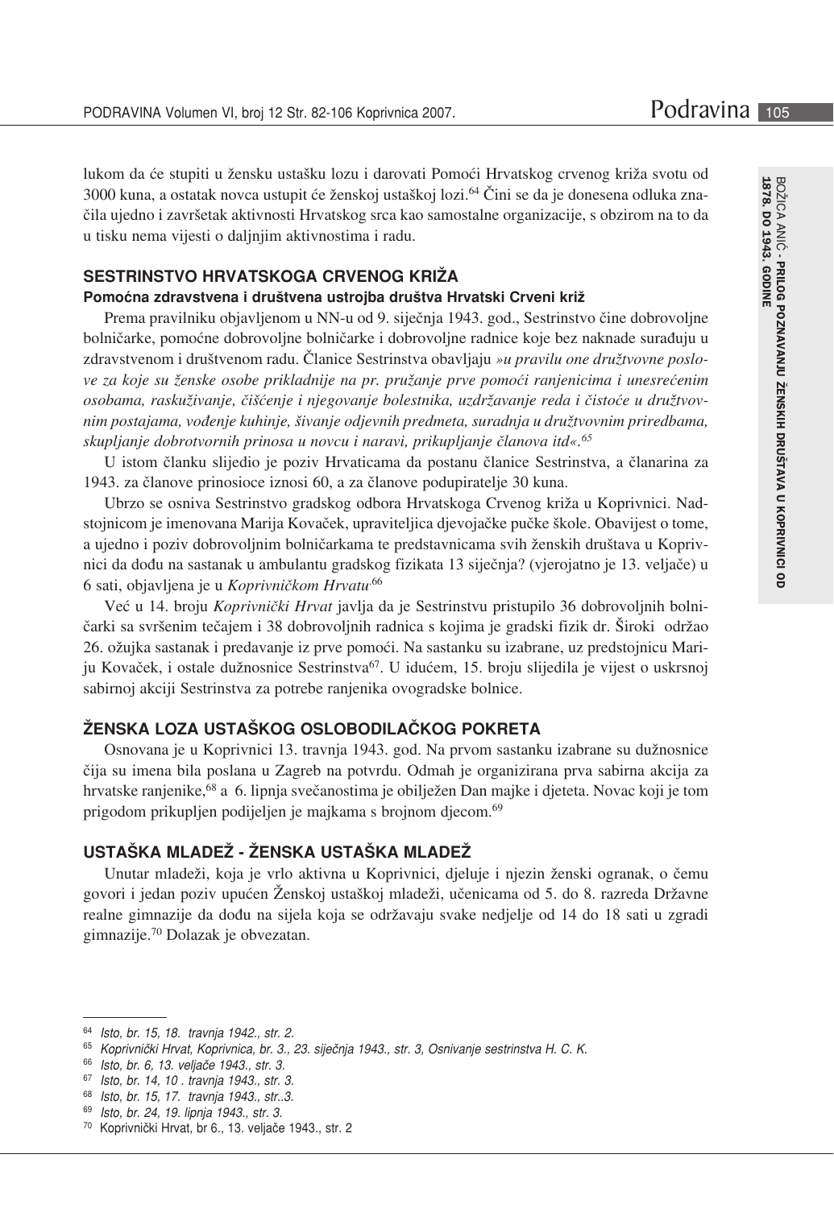lukom da će stupiti u žensku ustašku lozu i darovati Pomoći Hrvatskog crvenog križa svotu od 3000 kuna, a ostatak novca ustupit će ženskoj ustaškoj lozi.[64] Čini se da je donesena odluka značila ujedno i završetak aktivnosti Hrvatskog srca kao samostalne organizacije, s obzirom na to da u tisku nema vijesti o daljnjim aktivnostima i radu.

## SESTRINSTVO HRVATSKOGA CRVENOG KRIŽA

### Pomoćna zdravstvena i društvena ustrojba društva Hrvatski Crveni križ

Prema pravilniku objavljenom u NN-u od 9. siječnja 1943. god., Sestrinstvo čine dobrovoljne bolničarke, pomoćne dobrovoljne bolničarke i dobrovoljne radnice koje bez naknade surađuju u zdravstvenom i društvenom radu. Članice Sestrinstva obavljaju *»u pravilu one družtvovne poslove za koje su ženske osobe prikladnije na pr. pružanje prve pomoći ranjenicima i unesrećenim osobama, raskuživanje, čišćenje i njegovanje bolestnika, uzdržavanje reda i čistoće u družtvovnim postajama, vođenje kuhinje, šivanje odjevnih predmeta, suradnja u družtvovnim priredbama, skupljanje dobrotvornih prinosa u novcu i naravi, prikupljanje članova itd«.*[65]

U istom članku slijedio je poziv Hrvaticama da postanu članice Sestrinstva, a članarina za 1943. za članove prinosioce iznosi 60, a za članove podupiratelje 30 kuna.

Ubrzo se osniva Sestrinstvo gradskog odbora Hrvatskoga Crvenog križa u Koprivnici. Nadstojnicom je imenovana Marija Kovaček, upraviteljica djevojačke pučke škole. Obavijest o tome, a ujedno i poziv dobrovoljnim bolničarkama te predstavnicama svih ženskih društava u Koprivnici da dođu na sastanak u ambulantu gradskog fizikata 13 siječnja? (vjerojatno je 13. veljače) u 6 sati, objavljena je u *Koprivničkom Hrvatu*.[66]

Već u 14. broju *Koprivnički Hrvat* javlja da je Sestrinstvu pristupilo 36 dobrovoljnih bolničarki sa svršenim tečajem i 38 dobrovoljnih radnica s kojima je gradski fizik dr. Široki održao 26. ožujka sastanak i predavanje iz prve pomoći. Na sastanku su izabrane, uz predstojnicu Mariju Kovaček, i ostale dužnosnice Sestrinstva[67]. U idućem, 15. broju slijedila je vijest o uskrsnoj sabirnoj akciji Sestrinstva za potrebe ranjenika ovogradske bolnice.

## ŽENSKA LOZA USTAŠKOG OSLOBODILAČKOG POKRETA

Osnovana je u Koprivnici 13. travnja 1943. god. Na prvom sastanku izabrane su dužnosnice čija su imena bila poslana u Zagreb na potvrdu. Odmah je organizirana prva sabirna akcija za hrvatske ranjenike,[68] a 6. lipnja svečanostima je obilježen Dan majke i djeteta. Novac koji je tom prigodom prikupljen podijeljen je majkama s brojnom djecom.[69]

## USTAŠKA MLADEŽ - ŽENSKA USTAŠKA MLADEŽ

Unutar mladeži, koja je vrlo aktivna u Koprivnici, djeluje i njezin ženski ogranak, o čemu govori i jedan poziv upućen Ženskoj ustaškoj mladeži, učenicama od 5. do 8. razreda Državne realne gimnazije da dođu na sijela koja se održavaju svake nedjelje od 14 do 18 sati u zgradi gimnazije.[70] Dolazak je obvezatan.

---

[64] *Isto, br. 15, 18. travnja 1942., str. 2.*

[65] *Koprivnički Hrvat, Koprivnica, br. 3., 23. siječnja 1943., str. 3, Osnivanje sestrinstva H. C. K.*

[66] *Isto, br. 6, 13. veljače 1943., str. 3.*

[67] *Isto, br. 14, 10 . travnja 1943., str. 3.*

[68] *Isto, br. 15, 17. travnja 1943., str..3.*

[69] *Isto, br. 24, 19. lipnja 1943., str. 3.*

[70] Koprivnički Hrvat, br 6., 13. veljače 1943., str. 2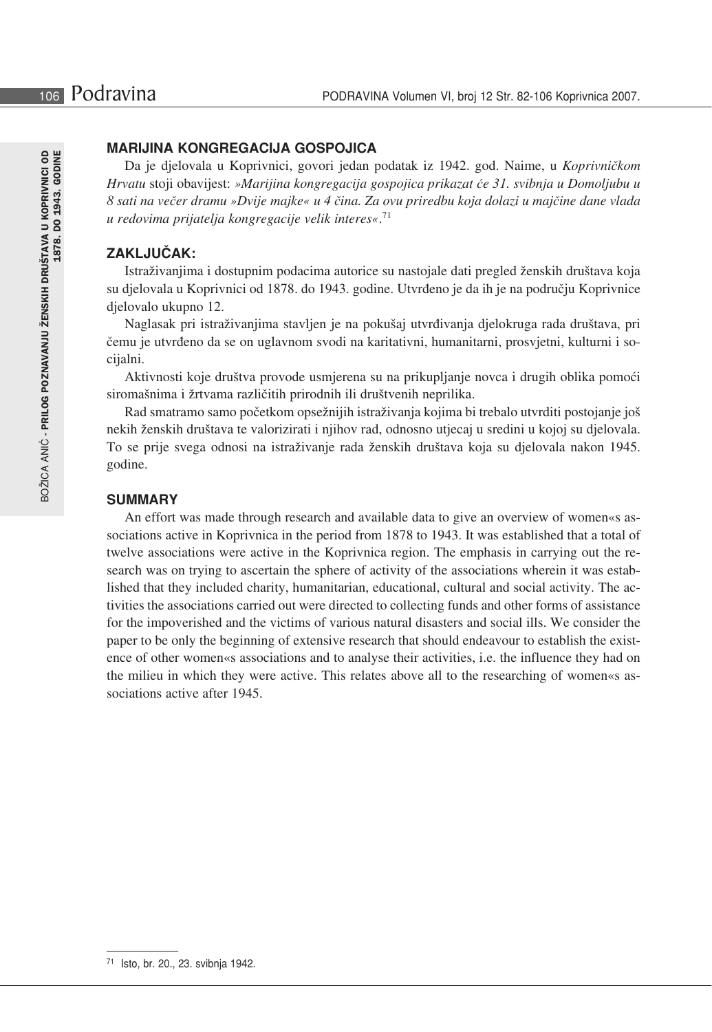## MARIJINA KONGREGACIJA GOSPOJICA

Da je djelovala u Koprivnici, govori jedan podatak iz 1942. god. Naime, u *Koprivničkom Hrvatu* stoji obavijest: *»Marijina kongregacija gospojica prikazat će 31. svibnja u Domoljubu u 8 sati na večer dramu »Dvije majke« u 4 čina. Za ovu priredbu koja dolazi u majčine dane vlada u redovima prijatelja kongregacije velik interes«.*[71]

## ZAKLJUČAK:

Istraživanjima i dostupnim podacima autorice su nastojale dati pregled ženskih društava koja su djelovala u Koprivnici od 1878. do 1943. godine. Utvrđeno je da ih je na području Koprivnice djelovalo ukupno 12.

Naglasak pri istraživanjima stavljen je na pokušaj utvrđivanja djelokruga rada društava, pri čemu je utvrđeno da se on uglavnom svodi na karitativni, humanitarni, prosvjetni, kulturni i socijalni.

Aktivnosti koje društva provode usmjerena su na prikupljanje novca i drugih oblika pomoći siromašnima i žrtvama različitih prirodnih ili društvenih neprilika.

Rad smatramo samo početkom opsežnijih istraživanja kojima bi trebalo utvrditi postojanje još nekih ženskih društava te valorizirati i njihov rad, odnosno utjecaj u sredini u kojoj su djelovala. To se prije svega odnosi na istraživanje rada ženskih društava koja su djelovala nakon 1945. godine.

## SUMMARY

An effort was made through research and available data to give an overview of women«s associations active in Koprivnica in the period from 1878 to 1943. It was established that a total of twelve associations were active in the Koprivnica region. The emphasis in carrying out the research was on trying to ascertain the sphere of activity of the associations wherein it was established that they included charity, humanitarian, educational, cultural and social activity. The activities the associations carried out were directed to collecting funds and other forms of assistance for the impoverished and the victims of various natural disasters and social ills. We consider the paper to be only the beginning of extensive research that should endeavour to establish the existence of other women«s associations and to analyse their activities, i.e. the influence they had on the milieu in which they were active. This relates above all to the researching of women«s associations active after 1945.

---

[71] Isto, br. 20., 23. svibnja 1942.